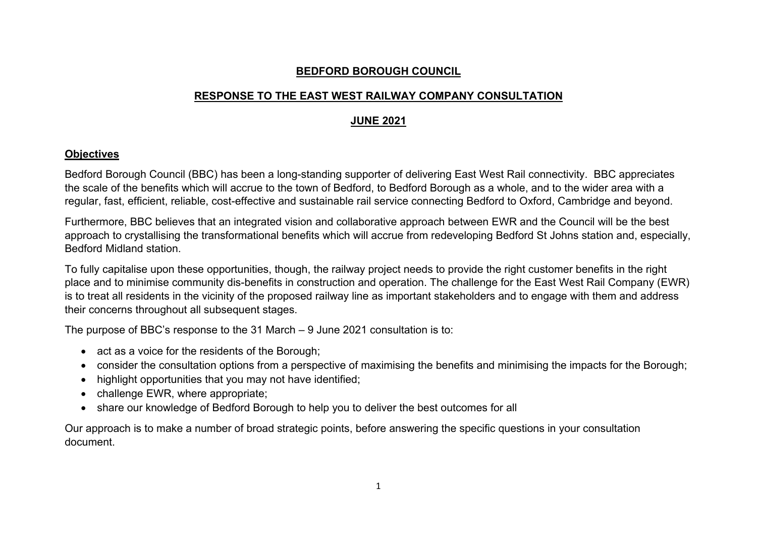# BEDFORD BOROUGH COUNCIL

## RESPONSE TO THE EAST WEST RAILWAY COMPANY CONSULTATION

## JUNE 2021

### Objectives

Bedford Borough Council (BBC) has been a long-standing supporter of delivering East West Rail connectivity. BBC appreciates the scale of the benefits which will accrue to the town of Bedford, to Bedford Borough as a whole, and to the wider area with a regular, fast, efficient, reliable, cost-effective and sustainable rail service connecting Bedford to Oxford, Cambridge and beyond.

Furthermore, BBC believes that an integrated vision and collaborative approach between EWR and the Council will be the best approach to crystallising the transformational benefits which will accrue from redeveloping Bedford St Johns station and, especially, Bedford Midland station.

To fully capitalise upon these opportunities, though, the railway project needs to provide the right customer benefits in the right place and to minimise community dis-benefits in construction and operation. The challenge for the East West Rail Company (EWR) is to treat all residents in the vicinity of the proposed railway line as important stakeholders and to engage with them and address their concerns throughout all subsequent stages.

The purpose of BBC's response to the 31 March – 9 June 2021 consultation is to:

- act as a voice for the residents of the Borough;
- consider the consultation options from a perspective of maximising the benefits and minimising the impacts for the Borough;
- highlight opportunities that you may not have identified;
- challenge EWR, where appropriate;
- share our knowledge of Bedford Borough to help you to deliver the best outcomes for all

Our approach is to make a number of broad strategic points, before answering the specific questions in your consultation document.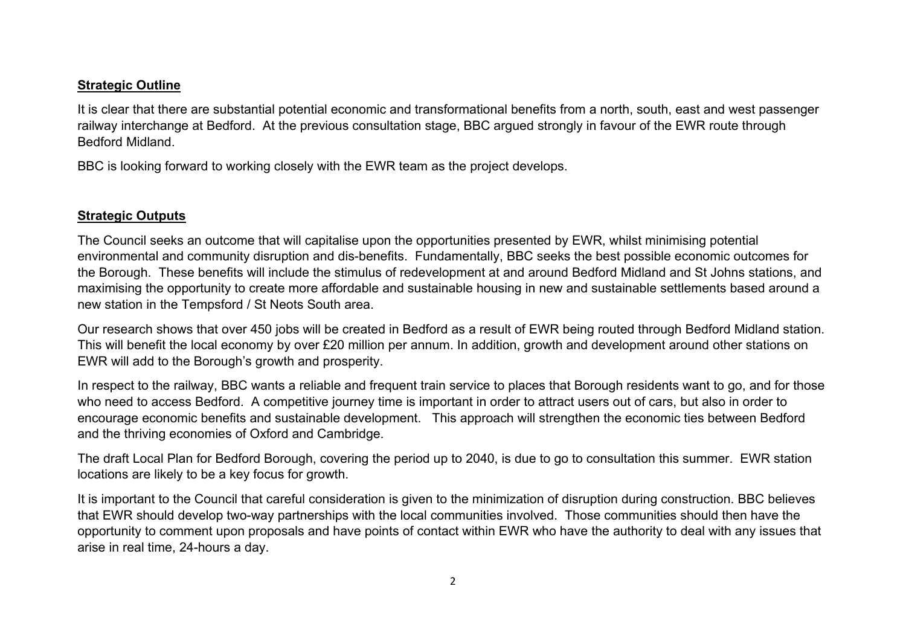**Strategic Outline**

It is clear that there are substantial potential economic and transformational benefits from a north, south, east and west passenger railway interchange at Bedford. At the previous consultation stage, BBC argued strongly in favour of the EWR route through Bedford Midland.

BBC is looking forward to working closely with the EWR team as the project develops.

**Strategic Outputs**

The Council seeks an outcome that will capitalise upon the opportunities presented by EWR, whilst minimising potential environmental and community disruption and dis-benefits. Fundamentally, BBC seeks the best possible economic outcomes for the Borough. These benefits will include the stimulus of redevelopment at and around Bedford Midland and St Johns stations, and maximising the opportunity to create more affordable and sustainable housing in new and sustainable settlements based around a new station in the Tempsford / St Neots South area.

Our research shows that over 450 jobs will be created in Bedford as a result of EWR being routed through Bedford Midland station. This will benefit the local economy by over £20 million per annum. In addition, growth and development around other stations on EWR will add to the Borough's growth and prosperity.

In respect to the railway, BBC wants a reliable and frequent train service to places that Borough residents want to go, and for those who need to access Bedford. A competitive journey time is important in order to attract users out of cars, but also in order to encourage economic benefits and sustainable development. This approach will strengthen the economic ties between Bedford and the thriving economies of Oxford and Cambridge.

The draft Local Plan for Bedford Borough, covering the period up to 2040, is due to go to consultation this summer. EWR station locations are likely to be a key focus for growth.

It is important to the Council that careful consideration is given to the minimization of disruption during construction. BBC believes that EWR should develop two-way partnerships with the local communities involved. Those communities should then have the opportunity to comment upon proposals and have points of contact within EWR who have the authority to deal with any issues that arise in real time, 24-hours a day.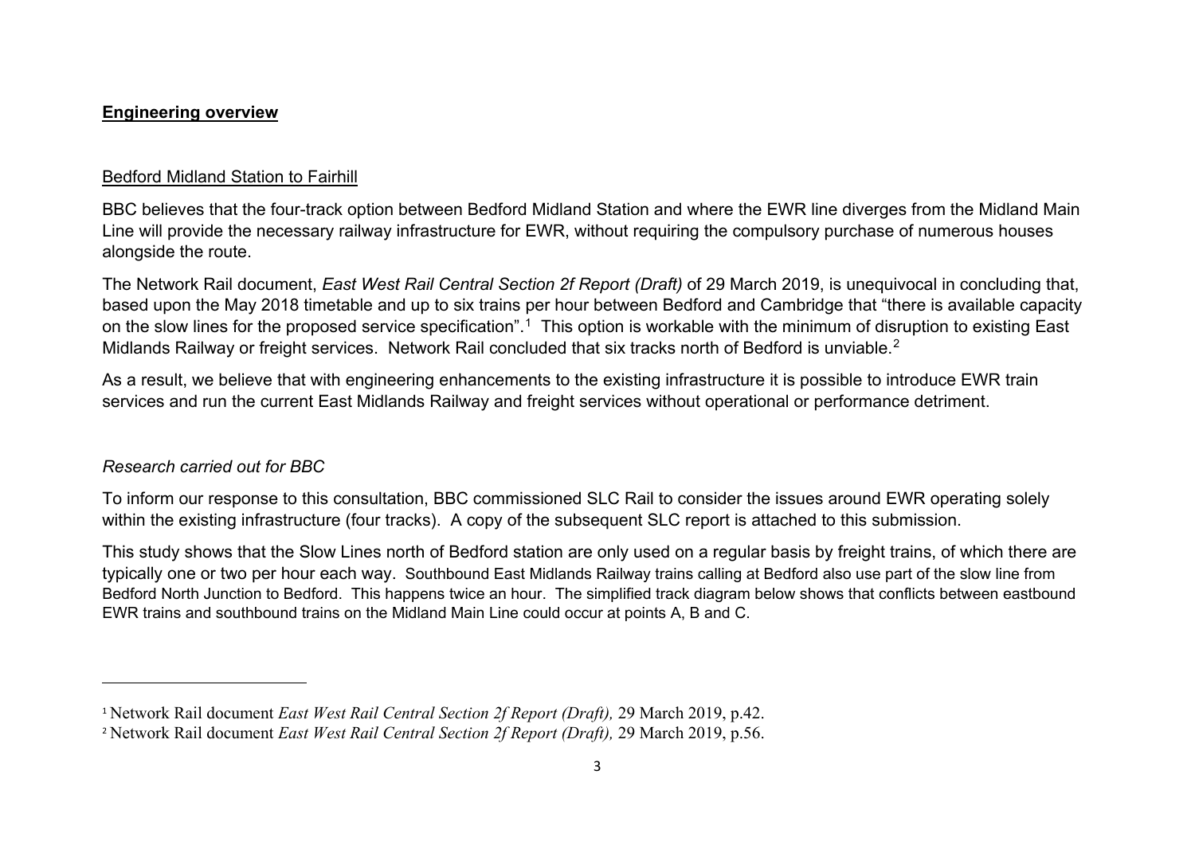**Engineering overview**

Bedford Midland Station to Fairhill

BBC believes that the four-track option between Bedford Midland Station and where the EWR line diverges from the Midland Main Line will provide the necessary railway infrastructure for EWR, without requiring the compulsory purchase of numerous houses alongside the route.

The Network Rail document, *East West Rail Central Section 2f Report (Draft)* of 29 March 2019, is unequivocal in concluding that, based upon the May 2018 timetable and up to six trains per hour between Bedford and Cambridge that "there is available capacity on the slow lines for the proposed service specification".[1] This option is workable with the minimum of disruption to existing East Midlands Railway or freight services. Network Rail concluded that six tracks north of Bedford is unviable.[2]

As a result, we believe that with engineering enhancements to the existing infrastructure it is possible to introduce EWR train services and run the current East Midlands Railway and freight services without operational or performance detriment.

*Research carried out for BBC*

To inform our response to this consultation, BBC commissioned SLC Rail to consider the issues around EWR operating solely within the existing infrastructure (four tracks). A copy of the subsequent SLC report is attached to this submission.

This study shows that the Slow Lines north of Bedford station are only used on a regular basis by freight trains, of which there are typically one or two per hour each way. Southbound East Midlands Railway trains calling at Bedford also use part of the slow line from Bedford North Junction to Bedford. This happens twice an hour. The simplified track diagram below shows that conflicts between eastbound EWR trains and southbound trains on the Midland Main Line could occur at points A, B and C.

---

[1] Network Rail document *East West Rail Central Section 2f Report (Draft),* 29 March 2019, p.42.

[2] Network Rail document *East West Rail Central Section 2f Report (Draft),* 29 March 2019, p.56.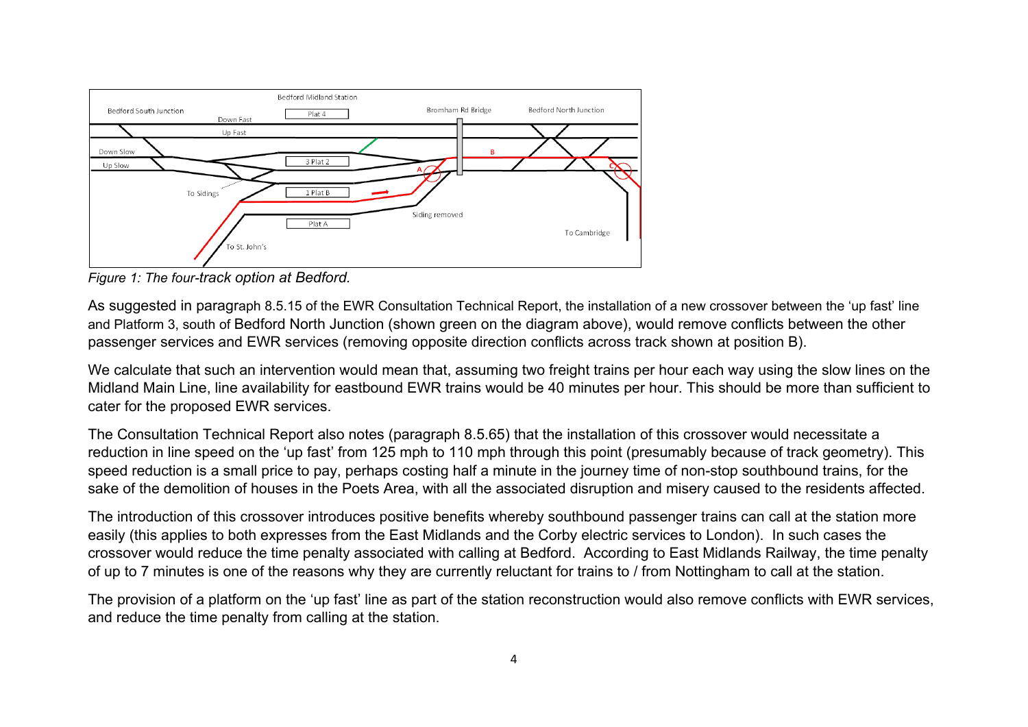*Figure 1: The four-track option at Bedford.*

As suggested in paragraph 8.5.15 of the EWR Consultation Technical Report, the installation of a new crossover between the 'up fast' line and Platform 3, south of Bedford North Junction (shown green on the diagram above), would remove conflicts between the other passenger services and EWR services (removing opposite direction conflicts across track shown at position B).

We calculate that such an intervention would mean that, assuming two freight trains per hour each way using the slow lines on the Midland Main Line, line availability for eastbound EWR trains would be 40 minutes per hour. This should be more than sufficient to cater for the proposed EWR services.

The Consultation Technical Report also notes (paragraph 8.5.65) that the installation of this crossover would necessitate a reduction in line speed on the 'up fast' from 125 mph to 110 mph through this point (presumably because of track geometry). This speed reduction is a small price to pay, perhaps costing half a minute in the journey time of non-stop southbound trains, for the sake of the demolition of houses in the Poets Area, with all the associated disruption and misery caused to the residents affected.

The introduction of this crossover introduces positive benefits whereby southbound passenger trains can call at the station more easily (this applies to both expresses from the East Midlands and the Corby electric services to London). In such cases the crossover would reduce the time penalty associated with calling at Bedford. According to East Midlands Railway, the time penalty of up to 7 minutes is one of the reasons why they are currently reluctant for trains to / from Nottingham to call at the station.

The provision of a platform on the 'up fast' line as part of the station reconstruction would also remove conflicts with EWR services, and reduce the time penalty from calling at the station.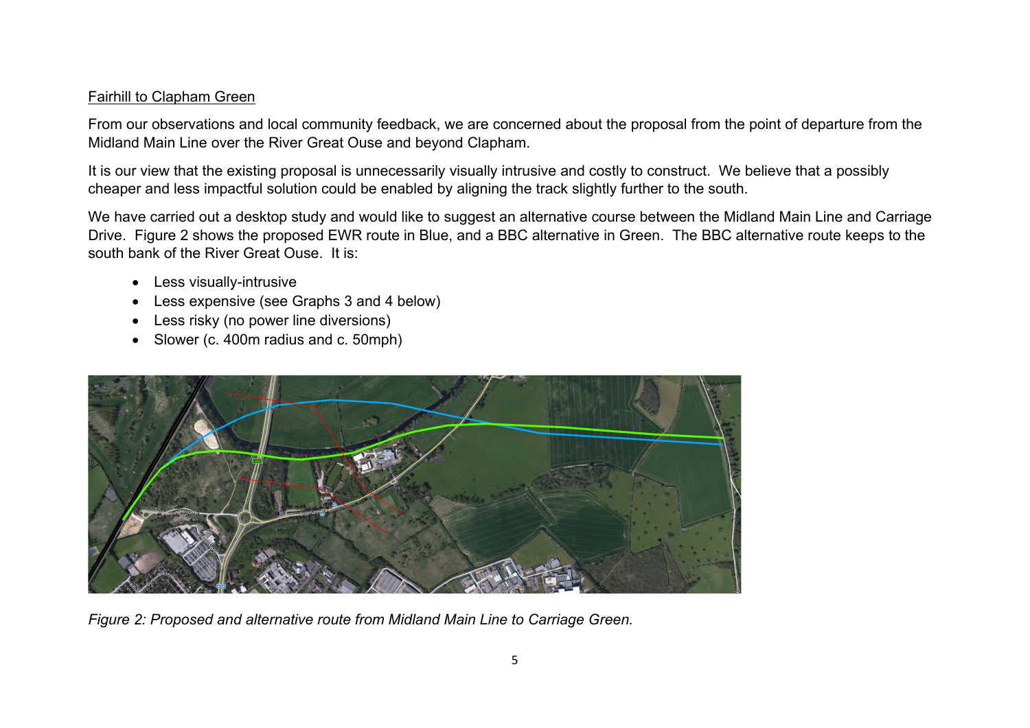Fairhill to Clapham Green

From our observations and local community feedback, we are concerned about the proposal from the point of departure from the Midland Main Line over the River Great Ouse and beyond Clapham.

It is our view that the existing proposal is unnecessarily visually intrusive and costly to construct. We believe that a possibly cheaper and less impactful solution could be enabled by aligning the track slightly further to the south.

We have carried out a desktop study and would like to suggest an alternative course between the Midland Main Line and Carriage Drive. Figure 2 shows the proposed EWR route in Blue, and a BBC alternative in Green. The BBC alternative route keeps to the south bank of the River Great Ouse. It is:

- Less visually-intrusive
- Less expensive (see Graphs 3 and 4 below)
- Less risky (no power line diversions)
- Slower (c. 400m radius and c. 50mph)

*Figure 2: Proposed and alternative route from Midland Main Line to Carriage Green.*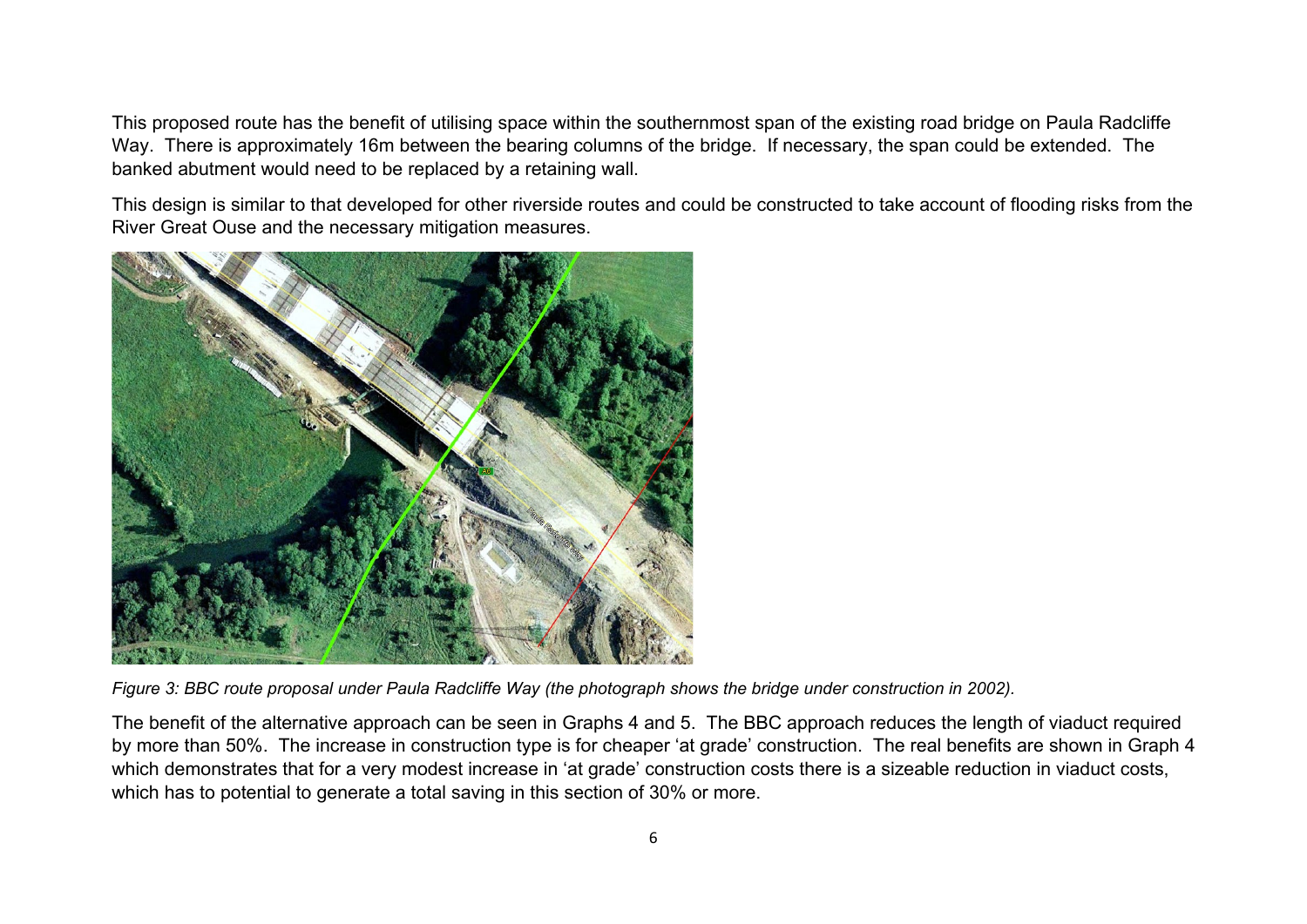This proposed route has the benefit of utilising space within the southernmost span of the existing road bridge on Paula Radcliffe Way. There is approximately 16m between the bearing columns of the bridge. If necessary, the span could be extended. The banked abutment would need to be replaced by a retaining wall.

This design is similar to that developed for other riverside routes and could be constructed to take account of flooding risks from the River Great Ouse and the necessary mitigation measures.

*Figure 3: BBC route proposal under Paula Radcliffe Way (the photograph shows the bridge under construction in 2002).*

The benefit of the alternative approach can be seen in Graphs 4 and 5. The BBC approach reduces the length of viaduct required by more than 50%. The increase in construction type is for cheaper 'at grade' construction. The real benefits are shown in Graph 4 which demonstrates that for a very modest increase in 'at grade' construction costs there is a sizeable reduction in viaduct costs, which has to potential to generate a total saving in this section of 30% or more.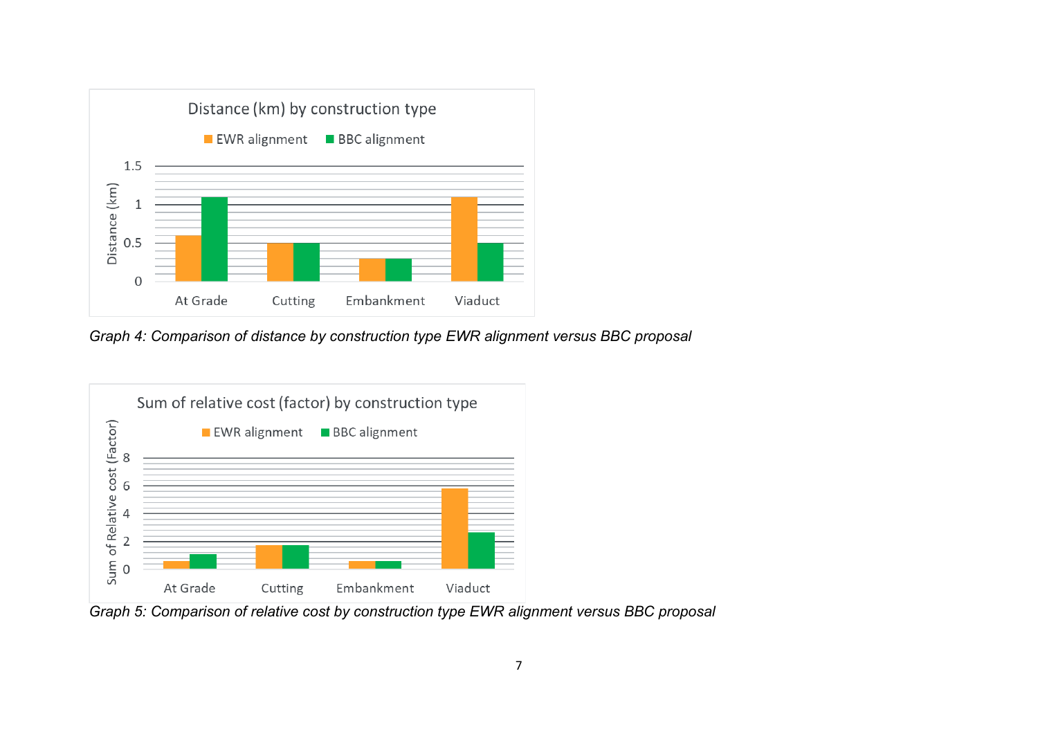Graph 4: Comparison of distance by construction type EWR alignment versus BBC proposal

Graph 5: Comparison of relative cost by construction type EWR alignment versus BBC proposal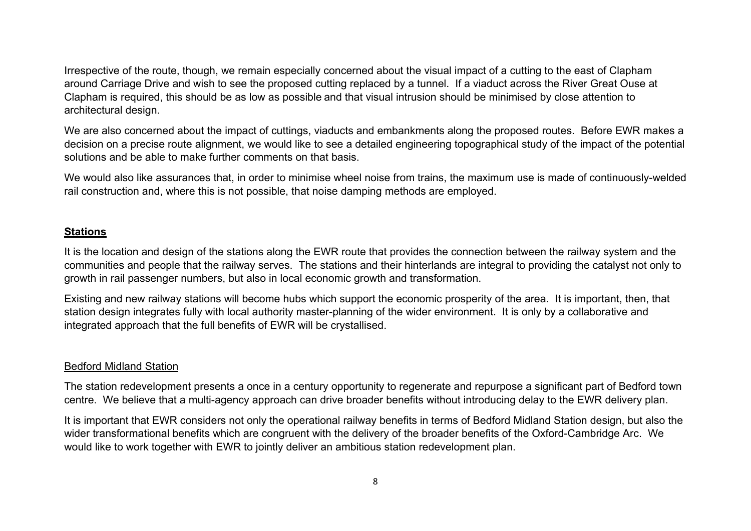Irrespective of the route, though, we remain especially concerned about the visual impact of a cutting to the east of Clapham around Carriage Drive and wish to see the proposed cutting replaced by a tunnel. If a viaduct across the River Great Ouse at Clapham is required, this should be as low as possible and that visual intrusion should be minimised by close attention to architectural design.

We are also concerned about the impact of cuttings, viaducts and embankments along the proposed routes. Before EWR makes a decision on a precise route alignment, we would like to see a detailed engineering topographical study of the impact of the potential solutions and be able to make further comments on that basis.

We would also like assurances that, in order to minimise wheel noise from trains, the maximum use is made of continuously-welded rail construction and, where this is not possible, that noise damping methods are employed.

## Stations

It is the location and design of the stations along the EWR route that provides the connection between the railway system and the communities and people that the railway serves. The stations and their hinterlands are integral to providing the catalyst not only to growth in rail passenger numbers, but also in local economic growth and transformation.

Existing and new railway stations will become hubs which support the economic prosperity of the area. It is important, then, that station design integrates fully with local authority master-planning of the wider environment. It is only by a collaborative and integrated approach that the full benefits of EWR will be crystallised.

### Bedford Midland Station

The station redevelopment presents a once in a century opportunity to regenerate and repurpose a significant part of Bedford town centre. We believe that a multi-agency approach can drive broader benefits without introducing delay to the EWR delivery plan.

It is important that EWR considers not only the operational railway benefits in terms of Bedford Midland Station design, but also the wider transformational benefits which are congruent with the delivery of the broader benefits of the Oxford-Cambridge Arc. We would like to work together with EWR to jointly deliver an ambitious station redevelopment plan.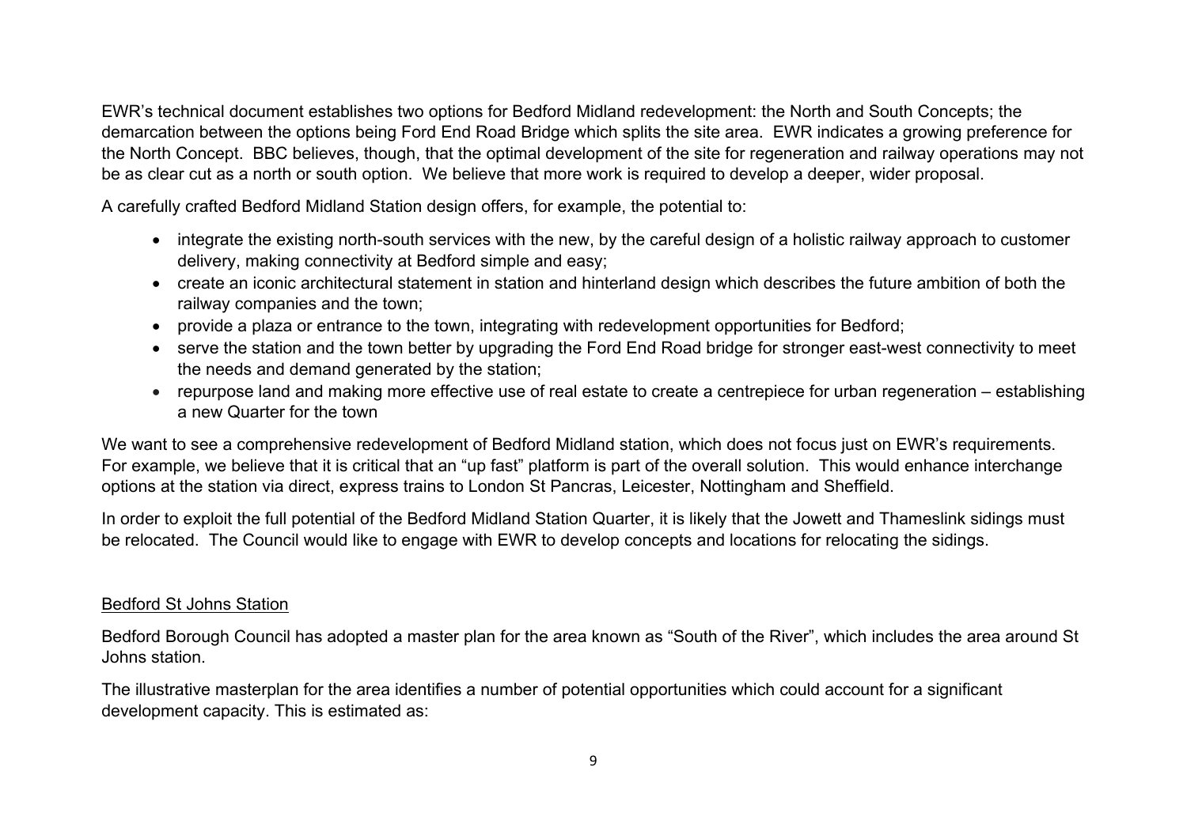EWR's technical document establishes two options for Bedford Midland redevelopment: the North and South Concepts; the demarcation between the options being Ford End Road Bridge which splits the site area. EWR indicates a growing preference for the North Concept. BBC believes, though, that the optimal development of the site for regeneration and railway operations may not be as clear cut as a north or south option. We believe that more work is required to develop a deeper, wider proposal.

A carefully crafted Bedford Midland Station design offers, for example, the potential to:

- integrate the existing north-south services with the new, by the careful design of a holistic railway approach to customer delivery, making connectivity at Bedford simple and easy;
- create an iconic architectural statement in station and hinterland design which describes the future ambition of both the railway companies and the town;
- provide a plaza or entrance to the town, integrating with redevelopment opportunities for Bedford;
- serve the station and the town better by upgrading the Ford End Road bridge for stronger east-west connectivity to meet the needs and demand generated by the station;
- repurpose land and making more effective use of real estate to create a centrepiece for urban regeneration – establishing a new Quarter for the town

We want to see a comprehensive redevelopment of Bedford Midland station, which does not focus just on EWR's requirements. For example, we believe that it is critical that an "up fast" platform is part of the overall solution. This would enhance interchange options at the station via direct, express trains to London St Pancras, Leicester, Nottingham and Sheffield.

In order to exploit the full potential of the Bedford Midland Station Quarter, it is likely that the Jowett and Thameslink sidings must be relocated. The Council would like to engage with EWR to develop concepts and locations for relocating the sidings.

<u>Bedford St Johns Station</u>

Bedford Borough Council has adopted a master plan for the area known as "South of the River", which includes the area around St Johns station.

The illustrative masterplan for the area identifies a number of potential opportunities which could account for a significant development capacity. This is estimated as: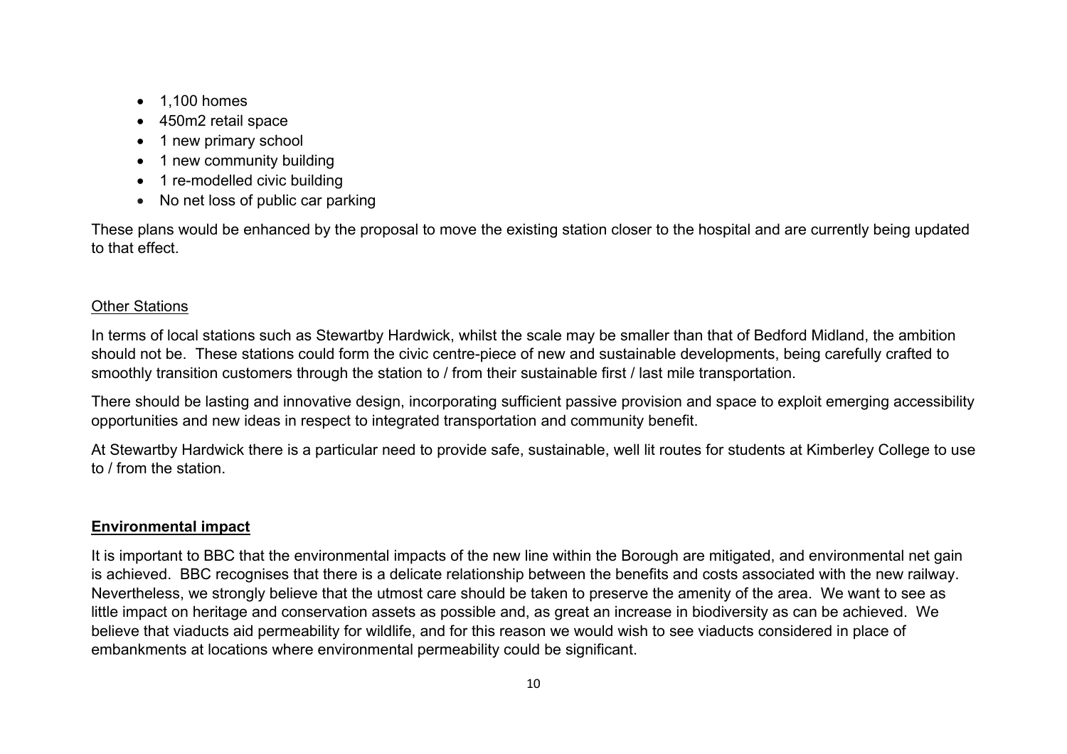- 1,100 homes
- 450m2 retail space
- 1 new primary school
- 1 new community building
- 1 re-modelled civic building
- No net loss of public car parking

These plans would be enhanced by the proposal to move the existing station closer to the hospital and are currently being updated to that effect.

<u>Other Stations</u>

In terms of local stations such as Stewartby Hardwick, whilst the scale may be smaller than that of Bedford Midland, the ambition should not be. These stations could form the civic centre-piece of new and sustainable developments, being carefully crafted to smoothly transition customers through the station to / from their sustainable first / last mile transportation.

There should be lasting and innovative design, incorporating sufficient passive provision and space to exploit emerging accessibility opportunities and new ideas in respect to integrated transportation and community benefit.

At Stewartby Hardwick there is a particular need to provide safe, sustainable, well lit routes for students at Kimberley College to use to / from the station.

## <u>Environmental impact</u>

It is important to BBC that the environmental impacts of the new line within the Borough are mitigated, and environmental net gain is achieved. BBC recognises that there is a delicate relationship between the benefits and costs associated with the new railway. Nevertheless, we strongly believe that the utmost care should be taken to preserve the amenity of the area. We want to see as little impact on heritage and conservation assets as possible and, as great an increase in biodiversity as can be achieved. We believe that viaducts aid permeability for wildlife, and for this reason we would wish to see viaducts considered in place of embankments at locations where environmental permeability could be significant.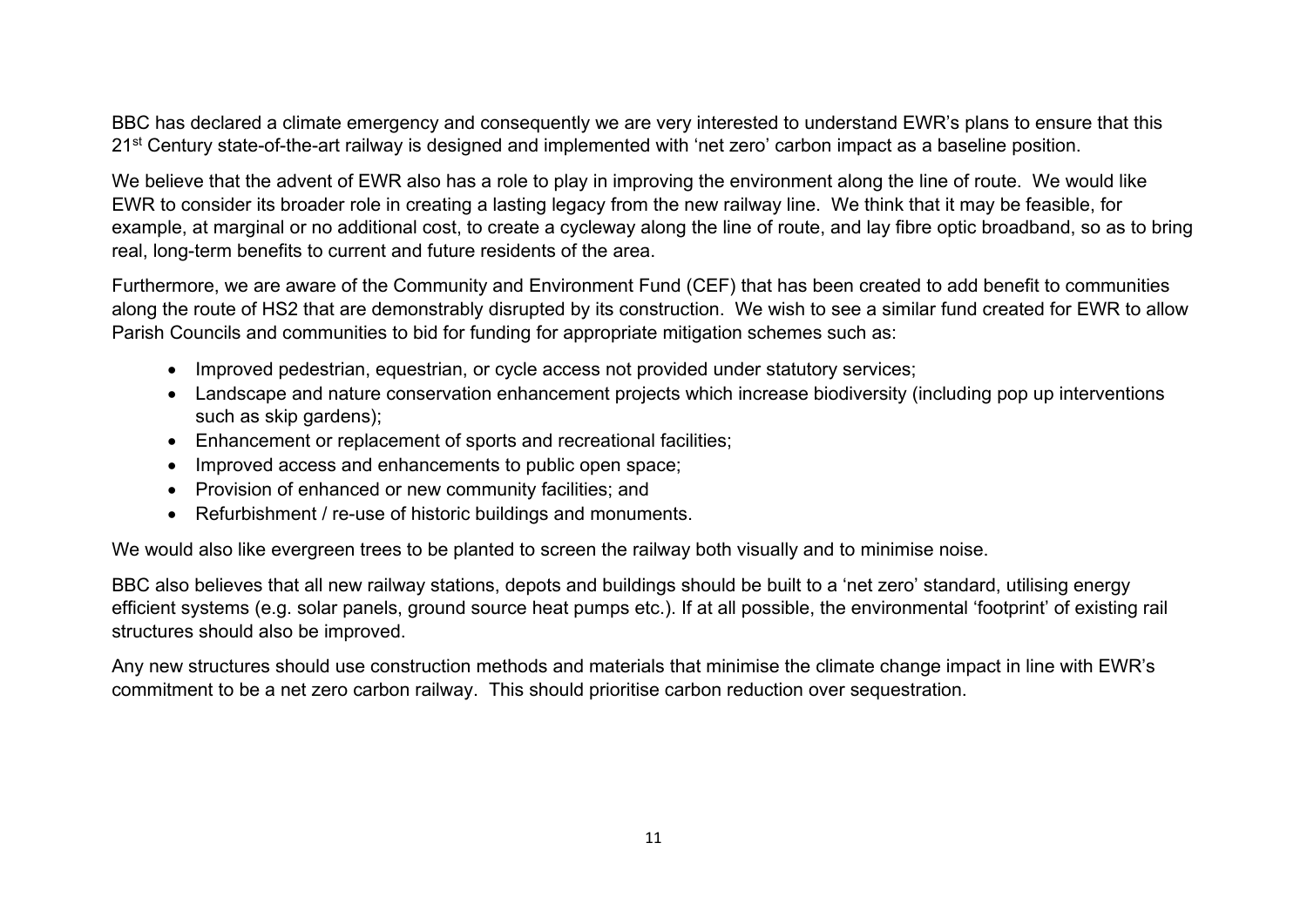BBC has declared a climate emergency and consequently we are very interested to understand EWR's plans to ensure that this 21st Century state-of-the-art railway is designed and implemented with 'net zero' carbon impact as a baseline position.

We believe that the advent of EWR also has a role to play in improving the environment along the line of route. We would like EWR to consider its broader role in creating a lasting legacy from the new railway line. We think that it may be feasible, for example, at marginal or no additional cost, to create a cycleway along the line of route, and lay fibre optic broadband, so as to bring real, long-term benefits to current and future residents of the area.

Furthermore, we are aware of the Community and Environment Fund (CEF) that has been created to add benefit to communities along the route of HS2 that are demonstrably disrupted by its construction. We wish to see a similar fund created for EWR to allow Parish Councils and communities to bid for funding for appropriate mitigation schemes such as:

- Improved pedestrian, equestrian, or cycle access not provided under statutory services;
- Landscape and nature conservation enhancement projects which increase biodiversity (including pop up interventions such as skip gardens);
- Enhancement or replacement of sports and recreational facilities;
- Improved access and enhancements to public open space;
- Provision of enhanced or new community facilities; and
- Refurbishment / re-use of historic buildings and monuments.

We would also like evergreen trees to be planted to screen the railway both visually and to minimise noise.

BBC also believes that all new railway stations, depots and buildings should be built to a 'net zero' standard, utilising energy efficient systems (e.g. solar panels, ground source heat pumps etc.). If at all possible, the environmental 'footprint' of existing rail structures should also be improved.

Any new structures should use construction methods and materials that minimise the climate change impact in line with EWR's commitment to be a net zero carbon railway. This should prioritise carbon reduction over sequestration.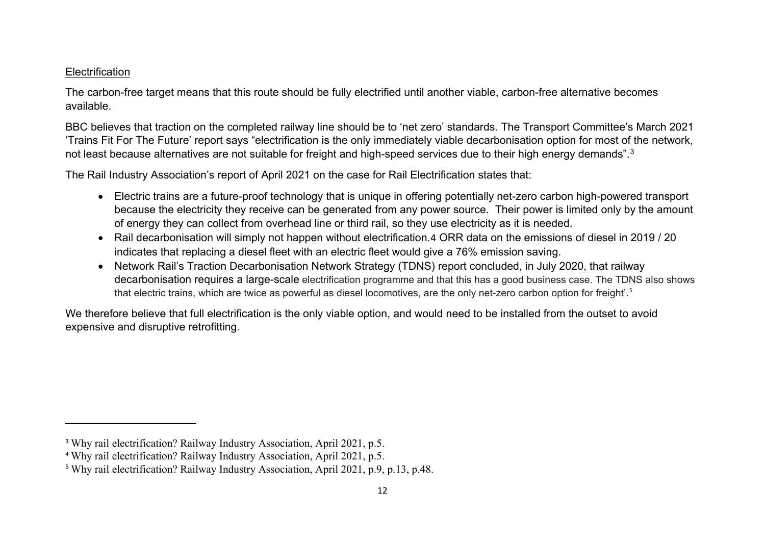Electrification

The carbon-free target means that this route should be fully electrified until another viable, carbon-free alternative becomes available.

BBC believes that traction on the completed railway line should be to 'net zero' standards. The Transport Committee's March 2021 'Trains Fit For The Future' report says "electrification is the only immediately viable decarbonisation option for most of the network, not least because alternatives are not suitable for freight and high-speed services due to their high energy demands".[3]

The Rail Industry Association's report of April 2021 on the case for Rail Electrification states that:

- Electric trains are a future-proof technology that is unique in offering potentially net-zero carbon high-powered transport because the electricity they receive can be generated from any power source. Their power is limited only by the amount of energy they can collect from overhead line or third rail, so they use electricity as it is needed.
- Rail decarbonisation will simply not happen without electrification.4 ORR data on the emissions of diesel in 2019 / 20 indicates that replacing a diesel fleet with an electric fleet would give a 76% emission saving.
- Network Rail's Traction Decarbonisation Network Strategy (TDNS) report concluded, in July 2020, that railway decarbonisation requires a large-scale electrification programme and that this has a good business case. The TDNS also shows that electric trains, which are twice as powerful as diesel locomotives, are the only net-zero carbon option for freight'.[5]

We therefore believe that full electrification is the only viable option, and would need to be installed from the outset to avoid expensive and disruptive retrofitting.

---

[3] Why rail electrification? Railway Industry Association, April 2021, p.5.

[4] Why rail electrification? Railway Industry Association, April 2021, p.5.

[5] Why rail electrification? Railway Industry Association, April 2021, p.9, p.13, p.48.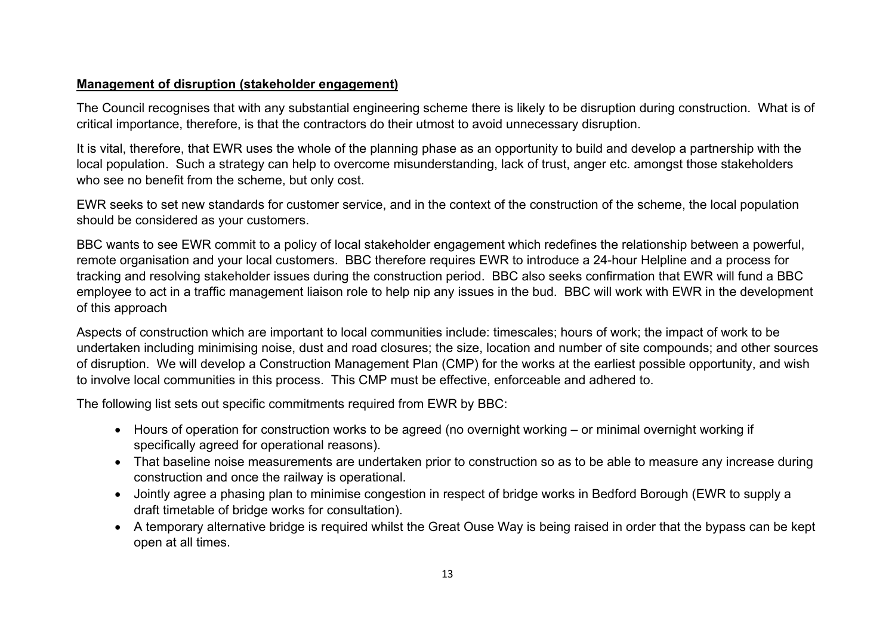**Management of disruption (stakeholder engagement)**

The Council recognises that with any substantial engineering scheme there is likely to be disruption during construction. What is of critical importance, therefore, is that the contractors do their utmost to avoid unnecessary disruption.

It is vital, therefore, that EWR uses the whole of the planning phase as an opportunity to build and develop a partnership with the local population. Such a strategy can help to overcome misunderstanding, lack of trust, anger etc. amongst those stakeholders who see no benefit from the scheme, but only cost.

EWR seeks to set new standards for customer service, and in the context of the construction of the scheme, the local population should be considered as your customers.

BBC wants to see EWR commit to a policy of local stakeholder engagement which redefines the relationship between a powerful, remote organisation and your local customers. BBC therefore requires EWR to introduce a 24-hour Helpline and a process for tracking and resolving stakeholder issues during the construction period. BBC also seeks confirmation that EWR will fund a BBC employee to act in a traffic management liaison role to help nip any issues in the bud. BBC will work with EWR in the development of this approach

Aspects of construction which are important to local communities include: timescales; hours of work; the impact of work to be undertaken including minimising noise, dust and road closures; the size, location and number of site compounds; and other sources of disruption. We will develop a Construction Management Plan (CMP) for the works at the earliest possible opportunity, and wish to involve local communities in this process. This CMP must be effective, enforceable and adhered to.

The following list sets out specific commitments required from EWR by BBC:

- Hours of operation for construction works to be agreed (no overnight working – or minimal overnight working if specifically agreed for operational reasons).
- That baseline noise measurements are undertaken prior to construction so as to be able to measure any increase during construction and once the railway is operational.
- Jointly agree a phasing plan to minimise congestion in respect of bridge works in Bedford Borough (EWR to supply a draft timetable of bridge works for consultation).
- A temporary alternative bridge is required whilst the Great Ouse Way is being raised in order that the bypass can be kept open at all times.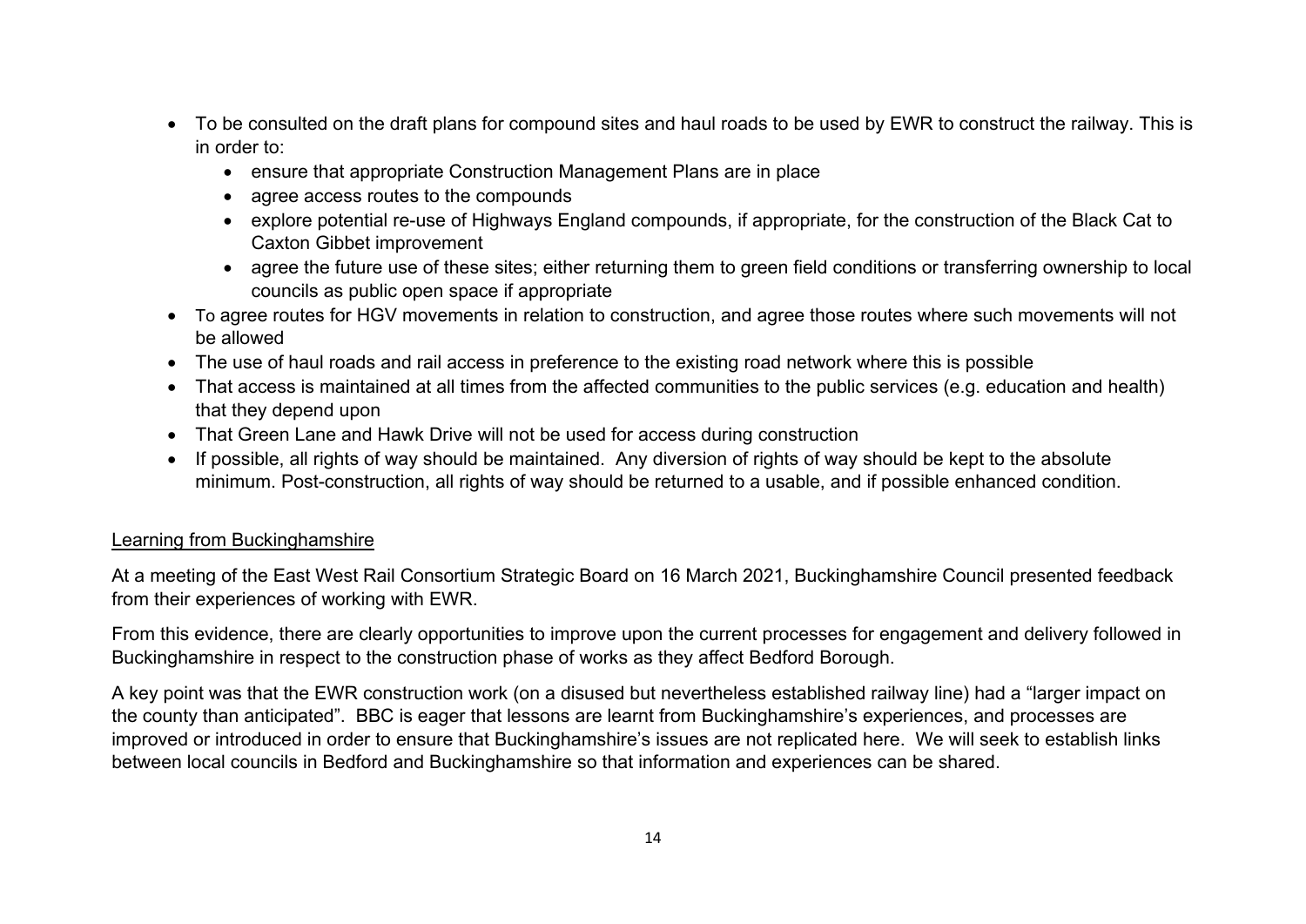- To be consulted on the draft plans for compound sites and haul roads to be used by EWR to construct the railway. This is in order to:
  - ensure that appropriate Construction Management Plans are in place
  - agree access routes to the compounds
  - explore potential re-use of Highways England compounds, if appropriate, for the construction of the Black Cat to Caxton Gibbet improvement
  - agree the future use of these sites; either returning them to green field conditions or transferring ownership to local councils as public open space if appropriate
- To agree routes for HGV movements in relation to construction, and agree those routes where such movements will not be allowed
- The use of haul roads and rail access in preference to the existing road network where this is possible
- That access is maintained at all times from the affected communities to the public services (e.g. education and health) that they depend upon
- That Green Lane and Hawk Drive will not be used for access during construction
- If possible, all rights of way should be maintained. Any diversion of rights of way should be kept to the absolute minimum. Post-construction, all rights of way should be returned to a usable, and if possible enhanced condition.

<u>Learning from Buckinghamshire</u>

At a meeting of the East West Rail Consortium Strategic Board on 16 March 2021, Buckinghamshire Council presented feedback from their experiences of working with EWR.

From this evidence, there are clearly opportunities to improve upon the current processes for engagement and delivery followed in Buckinghamshire in respect to the construction phase of works as they affect Bedford Borough.

A key point was that the EWR construction work (on a disused but nevertheless established railway line) had a "larger impact on the county than anticipated". BBC is eager that lessons are learnt from Buckinghamshire's experiences, and processes are improved or introduced in order to ensure that Buckinghamshire's issues are not replicated here. We will seek to establish links between local councils in Bedford and Buckinghamshire so that information and experiences can be shared.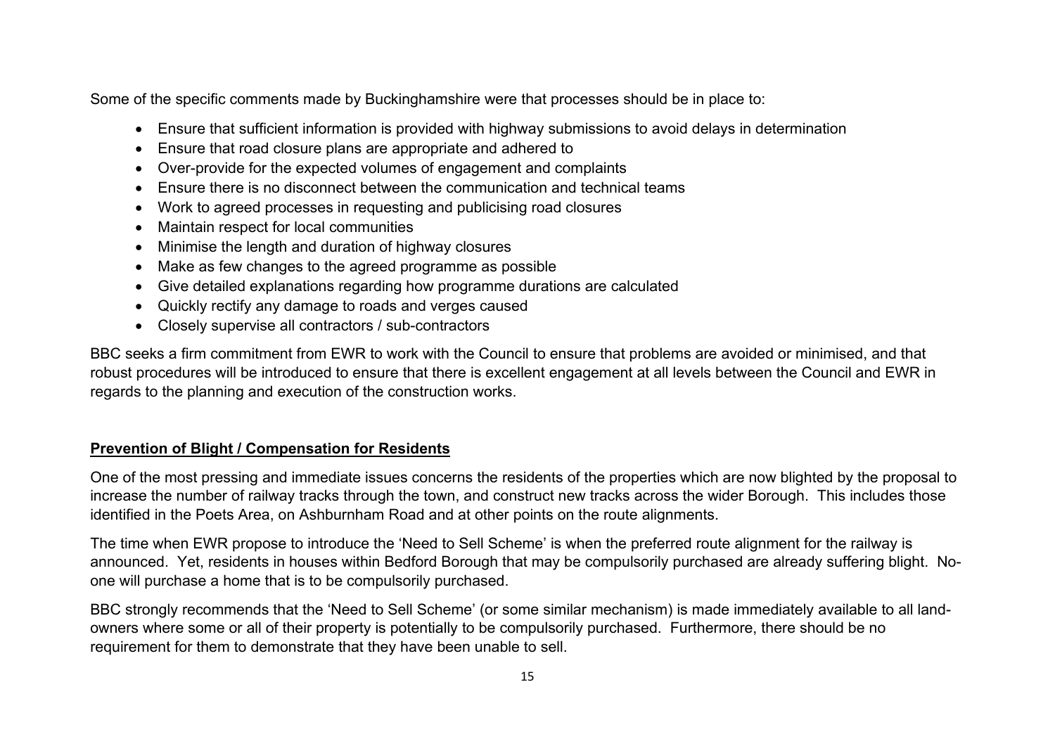Some of the specific comments made by Buckinghamshire were that processes should be in place to:

- Ensure that sufficient information is provided with highway submissions to avoid delays in determination
- Ensure that road closure plans are appropriate and adhered to
- Over-provide for the expected volumes of engagement and complaints
- Ensure there is no disconnect between the communication and technical teams
- Work to agreed processes in requesting and publicising road closures
- Maintain respect for local communities
- Minimise the length and duration of highway closures
- Make as few changes to the agreed programme as possible
- Give detailed explanations regarding how programme durations are calculated
- Quickly rectify any damage to roads and verges caused
- Closely supervise all contractors / sub-contractors

BBC seeks a firm commitment from EWR to work with the Council to ensure that problems are avoided or minimised, and that robust procedures will be introduced to ensure that there is excellent engagement at all levels between the Council and EWR in regards to the planning and execution of the construction works.

## **Prevention of Blight / Compensation for Residents**

One of the most pressing and immediate issues concerns the residents of the properties which are now blighted by the proposal to increase the number of railway tracks through the town, and construct new tracks across the wider Borough. This includes those identified in the Poets Area, on Ashburnham Road and at other points on the route alignments.

The time when EWR propose to introduce the 'Need to Sell Scheme' is when the preferred route alignment for the railway is announced. Yet, residents in houses within Bedford Borough that may be compulsorily purchased are already suffering blight. No-one will purchase a home that is to be compulsorily purchased.

BBC strongly recommends that the 'Need to Sell Scheme' (or some similar mechanism) is made immediately available to all land-owners where some or all of their property is potentially to be compulsorily purchased. Furthermore, there should be no requirement for them to demonstrate that they have been unable to sell.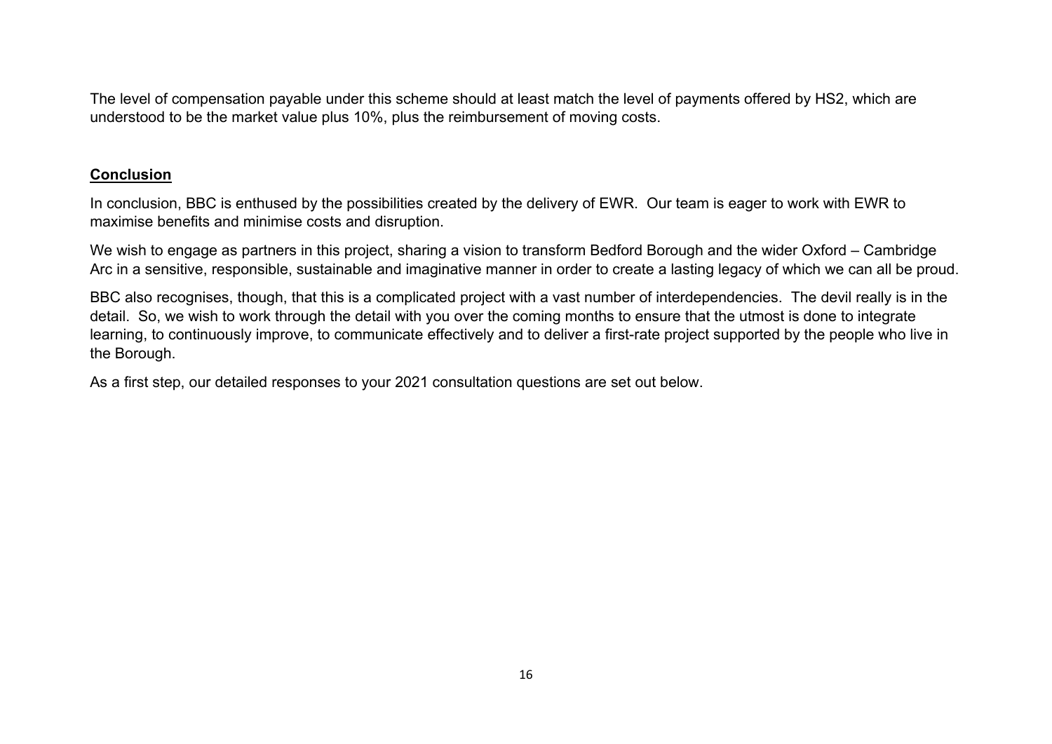The level of compensation payable under this scheme should at least match the level of payments offered by HS2, which are understood to be the market value plus 10%, plus the reimbursement of moving costs.

## **Conclusion**

In conclusion, BBC is enthused by the possibilities created by the delivery of EWR. Our team is eager to work with EWR to maximise benefits and minimise costs and disruption.

We wish to engage as partners in this project, sharing a vision to transform Bedford Borough and the wider Oxford – Cambridge Arc in a sensitive, responsible, sustainable and imaginative manner in order to create a lasting legacy of which we can all be proud.

BBC also recognises, though, that this is a complicated project with a vast number of interdependencies. The devil really is in the detail. So, we wish to work through the detail with you over the coming months to ensure that the utmost is done to integrate learning, to continuously improve, to communicate effectively and to deliver a first-rate project supported by the people who live in the Borough.

As a first step, our detailed responses to your 2021 consultation questions are set out below.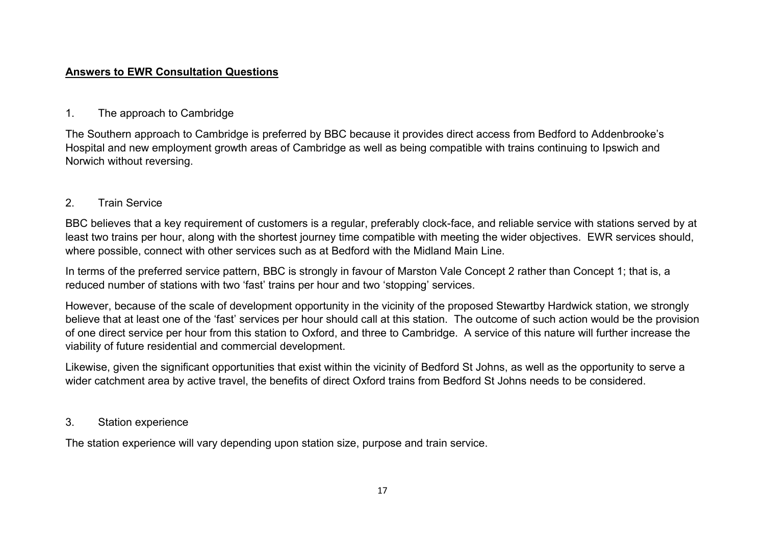**<u>Answers to EWR Consultation Questions</u>**

1. The approach to Cambridge

The Southern approach to Cambridge is preferred by BBC because it provides direct access from Bedford to Addenbrooke's Hospital and new employment growth areas of Cambridge as well as being compatible with trains continuing to Ipswich and Norwich without reversing.

2. Train Service

BBC believes that a key requirement of customers is a regular, preferably clock-face, and reliable service with stations served by at least two trains per hour, along with the shortest journey time compatible with meeting the wider objectives. EWR services should, where possible, connect with other services such as at Bedford with the Midland Main Line.

In terms of the preferred service pattern, BBC is strongly in favour of Marston Vale Concept 2 rather than Concept 1; that is, a reduced number of stations with two 'fast' trains per hour and two 'stopping' services.

However, because of the scale of development opportunity in the vicinity of the proposed Stewartby Hardwick station, we strongly believe that at least one of the 'fast' services per hour should call at this station. The outcome of such action would be the provision of one direct service per hour from this station to Oxford, and three to Cambridge. A service of this nature will further increase the viability of future residential and commercial development.

Likewise, given the significant opportunities that exist within the vicinity of Bedford St Johns, as well as the opportunity to serve a wider catchment area by active travel, the benefits of direct Oxford trains from Bedford St Johns needs to be considered.

3. Station experience

The station experience will vary depending upon station size, purpose and train service.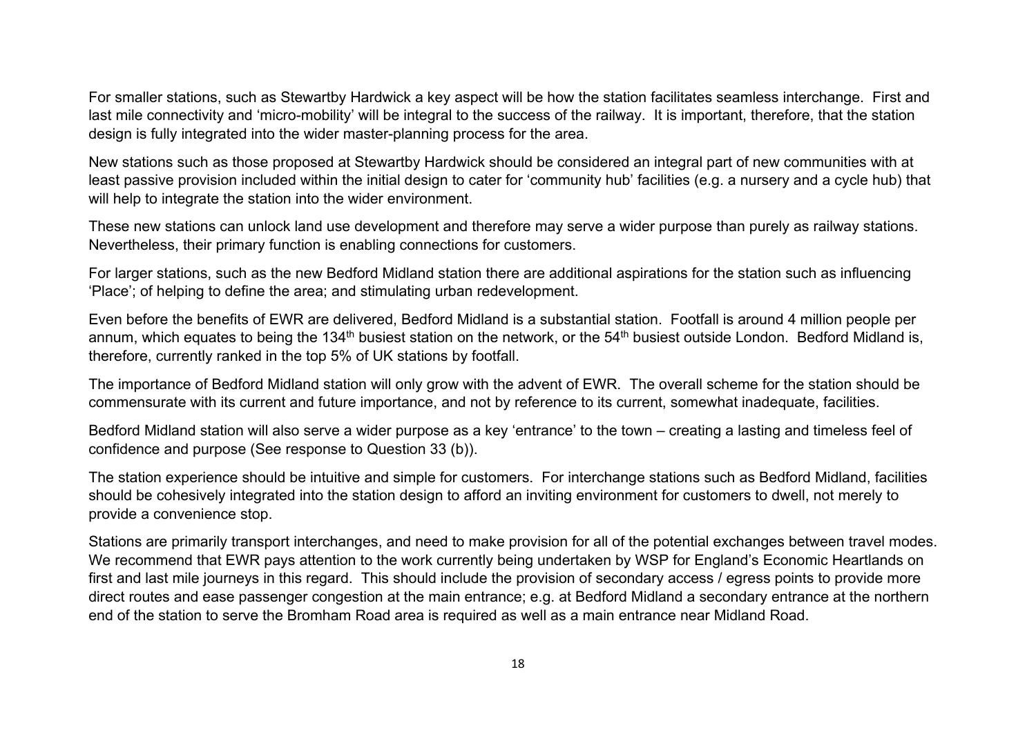For smaller stations, such as Stewartby Hardwick a key aspect will be how the station facilitates seamless interchange. First and last mile connectivity and 'micro-mobility' will be integral to the success of the railway. It is important, therefore, that the station design is fully integrated into the wider master-planning process for the area.

New stations such as those proposed at Stewartby Hardwick should be considered an integral part of new communities with at least passive provision included within the initial design to cater for 'community hub' facilities (e.g. a nursery and a cycle hub) that will help to integrate the station into the wider environment.

These new stations can unlock land use development and therefore may serve a wider purpose than purely as railway stations. Nevertheless, their primary function is enabling connections for customers.

For larger stations, such as the new Bedford Midland station there are additional aspirations for the station such as influencing 'Place'; of helping to define the area; and stimulating urban redevelopment.

Even before the benefits of EWR are delivered, Bedford Midland is a substantial station. Footfall is around 4 million people per annum, which equates to being the 134th busiest station on the network, or the 54th busiest outside London. Bedford Midland is, therefore, currently ranked in the top 5% of UK stations by footfall.

The importance of Bedford Midland station will only grow with the advent of EWR. The overall scheme for the station should be commensurate with its current and future importance, and not by reference to its current, somewhat inadequate, facilities.

Bedford Midland station will also serve a wider purpose as a key 'entrance' to the town – creating a lasting and timeless feel of confidence and purpose (See response to Question 33 (b)).

The station experience should be intuitive and simple for customers. For interchange stations such as Bedford Midland, facilities should be cohesively integrated into the station design to afford an inviting environment for customers to dwell, not merely to provide a convenience stop.

Stations are primarily transport interchanges, and need to make provision for all of the potential exchanges between travel modes. We recommend that EWR pays attention to the work currently being undertaken by WSP for England's Economic Heartlands on first and last mile journeys in this regard. This should include the provision of secondary access / egress points to provide more direct routes and ease passenger congestion at the main entrance; e.g. at Bedford Midland a secondary entrance at the northern end of the station to serve the Bromham Road area is required as well as a main entrance near Midland Road.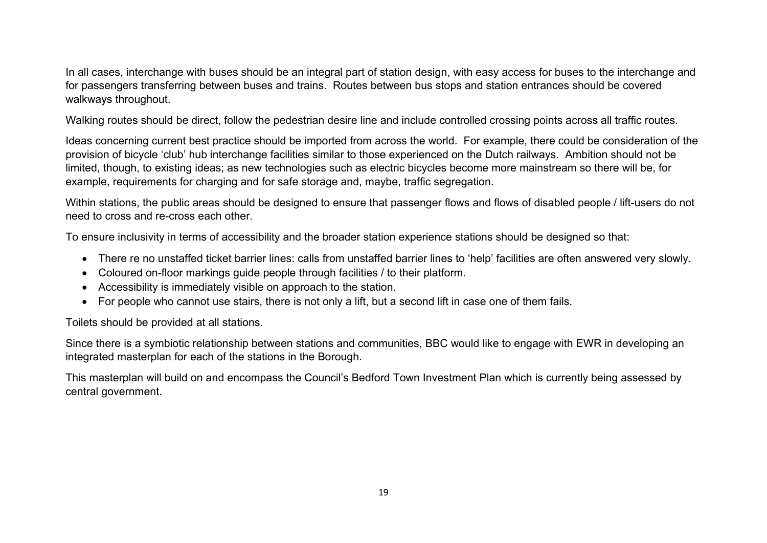In all cases, interchange with buses should be an integral part of station design, with easy access for buses to the interchange and for passengers transferring between buses and trains. Routes between bus stops and station entrances should be covered walkways throughout.

Walking routes should be direct, follow the pedestrian desire line and include controlled crossing points across all traffic routes.

Ideas concerning current best practice should be imported from across the world. For example, there could be consideration of the provision of bicycle 'club' hub interchange facilities similar to those experienced on the Dutch railways. Ambition should not be limited, though, to existing ideas; as new technologies such as electric bicycles become more mainstream so there will be, for example, requirements for charging and for safe storage and, maybe, traffic segregation.

Within stations, the public areas should be designed to ensure that passenger flows and flows of disabled people / lift-users do not need to cross and re-cross each other.

To ensure inclusivity in terms of accessibility and the broader station experience stations should be designed so that:

- There re no unstaffed ticket barrier lines: calls from unstaffed barrier lines to 'help' facilities are often answered very slowly.
- Coloured on-floor markings guide people through facilities / to their platform.
- Accessibility is immediately visible on approach to the station.
- For people who cannot use stairs, there is not only a lift, but a second lift in case one of them fails.

Toilets should be provided at all stations.

Since there is a symbiotic relationship between stations and communities, BBC would like to engage with EWR in developing an integrated masterplan for each of the stations in the Borough.

This masterplan will build on and encompass the Council's Bedford Town Investment Plan which is currently being assessed by central government.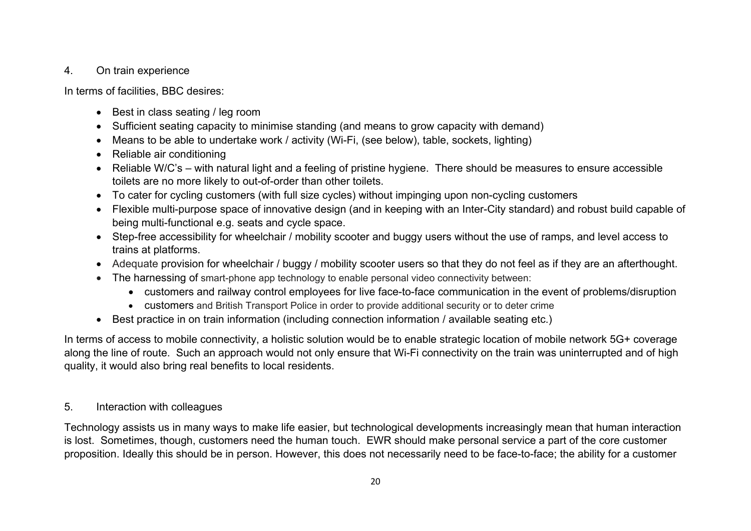## 4. On train experience

In terms of facilities, BBC desires:

- Best in class seating / leg room
- Sufficient seating capacity to minimise standing (and means to grow capacity with demand)
- Means to be able to undertake work / activity (Wi-Fi, (see below), table, sockets, lighting)
- Reliable air conditioning
- Reliable W/C's – with natural light and a feeling of pristine hygiene. There should be measures to ensure accessible toilets are no more likely to out-of-order than other toilets.
- To cater for cycling customers (with full size cycles) without impinging upon non-cycling customers
- Flexible multi-purpose space of innovative design (and in keeping with an Inter-City standard) and robust build capable of being multi-functional e.g. seats and cycle space.
- Step-free accessibility for wheelchair / mobility scooter and buggy users without the use of ramps, and level access to trains at platforms.
- Adequate provision for wheelchair / buggy / mobility scooter users so that they do not feel as if they are an afterthought.
- The harnessing of smart-phone app technology to enable personal video connectivity between:
  - customers and railway control employees for live face-to-face communication in the event of problems/disruption
  - customers and British Transport Police in order to provide additional security or to deter crime
- Best practice in on train information (including connection information / available seating etc.)

In terms of access to mobile connectivity, a holistic solution would be to enable strategic location of mobile network 5G+ coverage along the line of route. Such an approach would not only ensure that Wi-Fi connectivity on the train was uninterrupted and of high quality, it would also bring real benefits to local residents.

## 5. Interaction with colleagues

Technology assists us in many ways to make life easier, but technological developments increasingly mean that human interaction is lost. Sometimes, though, customers need the human touch. EWR should make personal service a part of the core customer proposition. Ideally this should be in person. However, this does not necessarily need to be face-to-face; the ability for a customer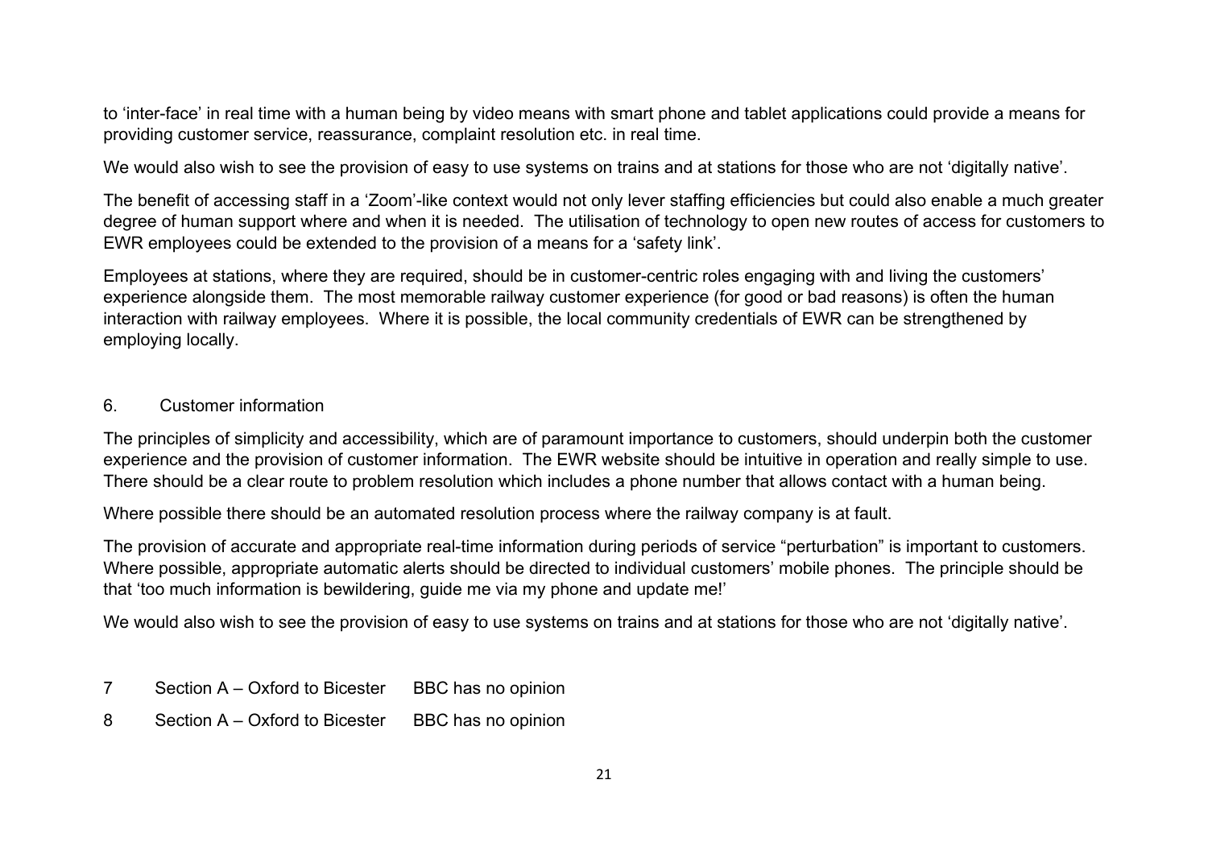to 'inter-face' in real time with a human being by video means with smart phone and tablet applications could provide a means for providing customer service, reassurance, complaint resolution etc. in real time.

We would also wish to see the provision of easy to use systems on trains and at stations for those who are not 'digitally native'.

The benefit of accessing staff in a 'Zoom'-like context would not only lever staffing efficiencies but could also enable a much greater degree of human support where and when it is needed. The utilisation of technology to open new routes of access for customers to EWR employees could be extended to the provision of a means for a 'safety link'.

Employees at stations, where they are required, should be in customer-centric roles engaging with and living the customers' experience alongside them. The most memorable railway customer experience (for good or bad reasons) is often the human interaction with railway employees. Where it is possible, the local community credentials of EWR can be strengthened by employing locally.

## 6. Customer information

The principles of simplicity and accessibility, which are of paramount importance to customers, should underpin both the customer experience and the provision of customer information. The EWR website should be intuitive in operation and really simple to use. There should be a clear route to problem resolution which includes a phone number that allows contact with a human being.

Where possible there should be an automated resolution process where the railway company is at fault.

The provision of accurate and appropriate real-time information during periods of service "perturbation" is important to customers. Where possible, appropriate automatic alerts should be directed to individual customers' mobile phones. The principle should be that 'too much information is bewildering, guide me via my phone and update me!'

We would also wish to see the provision of easy to use systems on trains and at stations for those who are not 'digitally native'.

7 Section A – Oxford to Bicester BBC has no opinion

8 Section A – Oxford to Bicester BBC has no opinion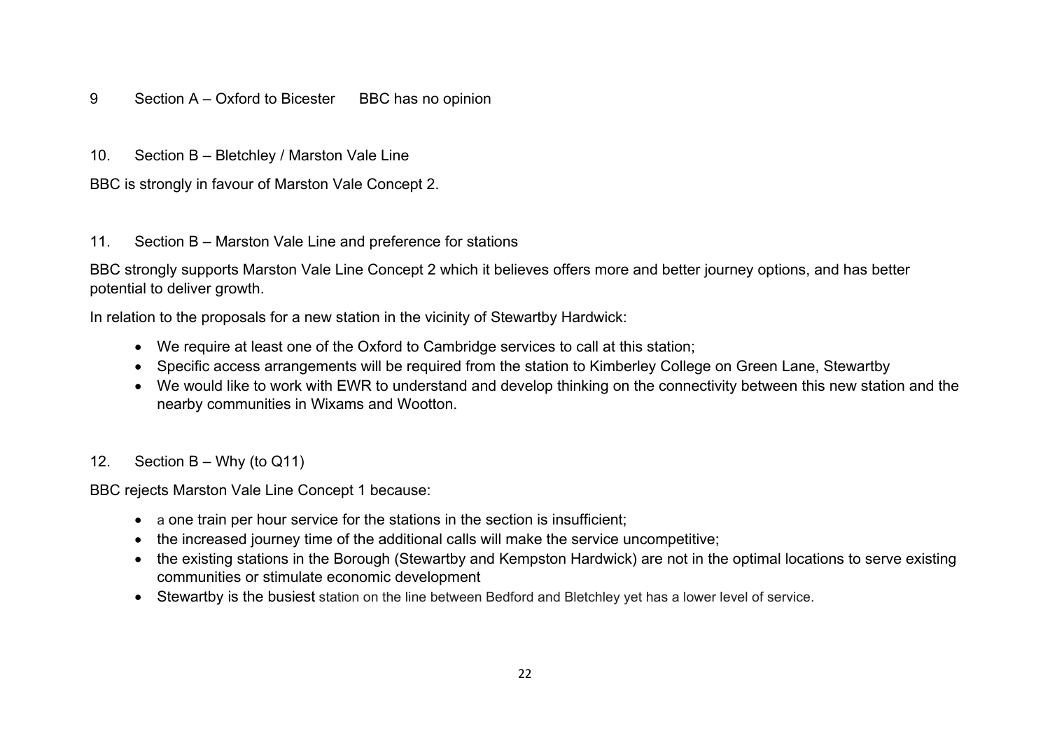9 Section A – Oxford to Bicester BBC has no opinion

10. Section B – Bletchley / Marston Vale Line

BBC is strongly in favour of Marston Vale Concept 2.

11. Section B – Marston Vale Line and preference for stations

BBC strongly supports Marston Vale Line Concept 2 which it believes offers more and better journey options, and has better potential to deliver growth.

In relation to the proposals for a new station in the vicinity of Stewartby Hardwick:

- We require at least one of the Oxford to Cambridge services to call at this station;
- Specific access arrangements will be required from the station to Kimberley College on Green Lane, Stewartby
- We would like to work with EWR to understand and develop thinking on the connectivity between this new station and the nearby communities in Wixams and Wootton.

12. Section B – Why (to Q11)

BBC rejects Marston Vale Line Concept 1 because:

- a one train per hour service for the stations in the section is insufficient;
- the increased journey time of the additional calls will make the service uncompetitive;
- the existing stations in the Borough (Stewartby and Kempston Hardwick) are not in the optimal locations to serve existing communities or stimulate economic development
- Stewartby is the busiest station on the line between Bedford and Bletchley yet has a lower level of service.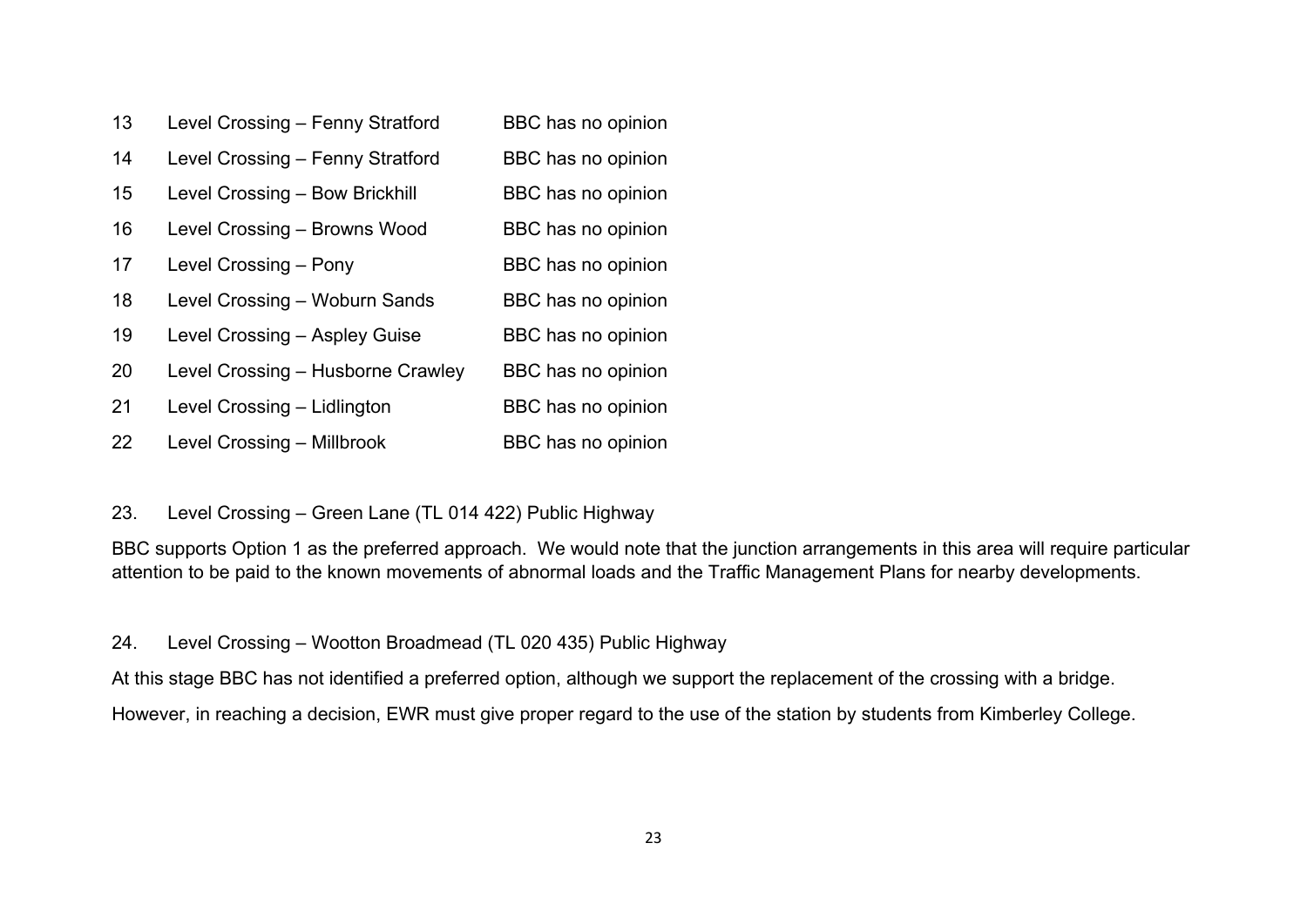| | | |
|---|---|---|
| 13 | Level Crossing – Fenny Stratford | BBC has no opinion |
| 14 | Level Crossing – Fenny Stratford | BBC has no opinion |
| 15 | Level Crossing – Bow Brickhill | BBC has no opinion |
| 16 | Level Crossing – Browns Wood | BBC has no opinion |
| 17 | Level Crossing – Pony | BBC has no opinion |
| 18 | Level Crossing – Woburn Sands | BBC has no opinion |
| 19 | Level Crossing – Aspley Guise | BBC has no opinion |
| 20 | Level Crossing – Husborne Crawley | BBC has no opinion |
| 21 | Level Crossing – Lidlington | BBC has no opinion |
| 22 | Level Crossing – Millbrook | BBC has no opinion |

23. Level Crossing – Green Lane (TL 014 422) Public Highway

BBC supports Option 1 as the preferred approach. We would note that the junction arrangements in this area will require particular attention to be paid to the known movements of abnormal loads and the Traffic Management Plans for nearby developments.

24. Level Crossing – Wootton Broadmead (TL 020 435) Public Highway

At this stage BBC has not identified a preferred option, although we support the replacement of the crossing with a bridge.

However, in reaching a decision, EWR must give proper regard to the use of the station by students from Kimberley College.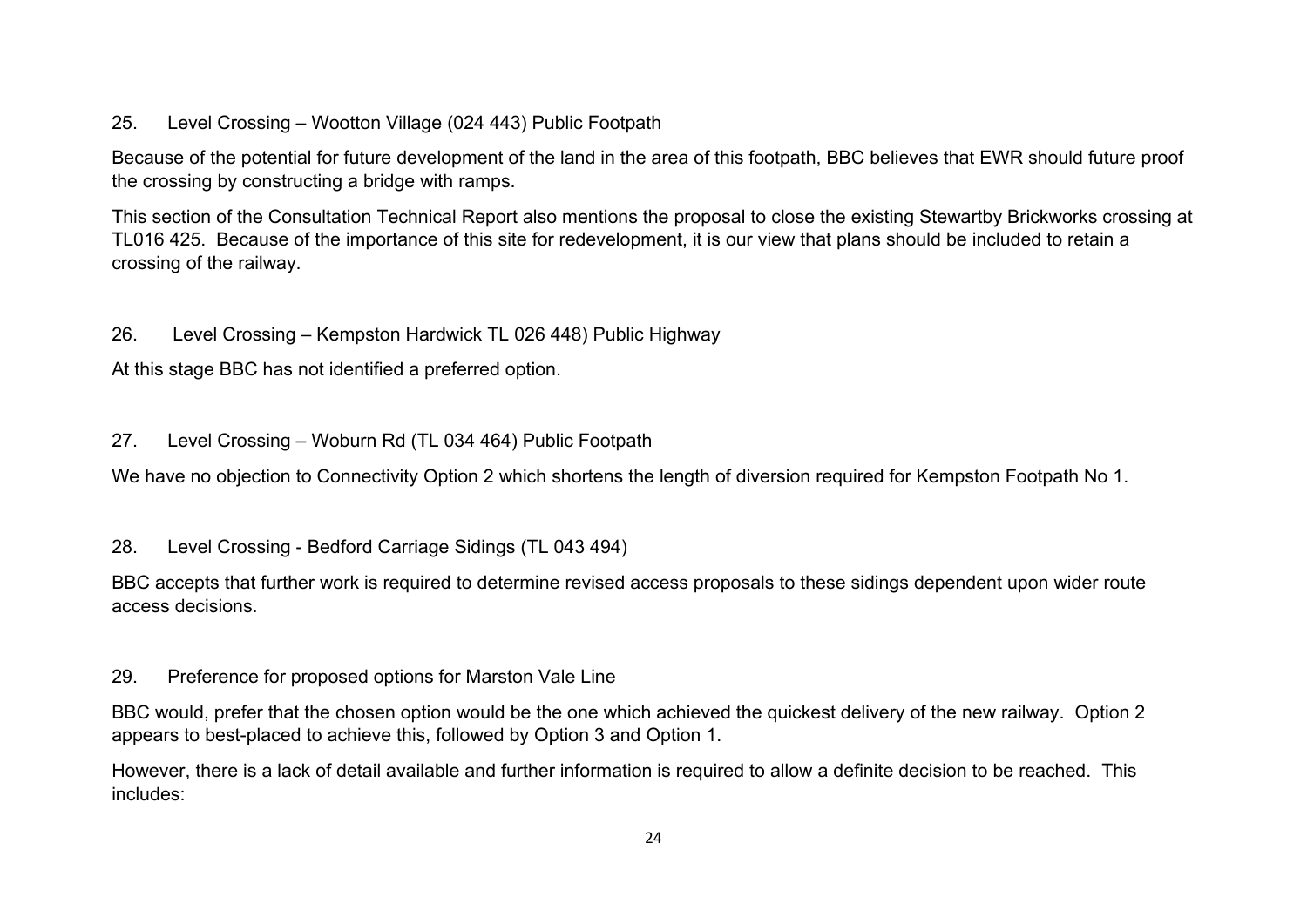25. Level Crossing – Wootton Village (024 443) Public Footpath

Because of the potential for future development of the land in the area of this footpath, BBC believes that EWR should future proof the crossing by constructing a bridge with ramps.

This section of the Consultation Technical Report also mentions the proposal to close the existing Stewartby Brickworks crossing at TL016 425. Because of the importance of this site for redevelopment, it is our view that plans should be included to retain a crossing of the railway.

26. Level Crossing – Kempston Hardwick TL 026 448) Public Highway

At this stage BBC has not identified a preferred option.

27. Level Crossing – Woburn Rd (TL 034 464) Public Footpath

We have no objection to Connectivity Option 2 which shortens the length of diversion required for Kempston Footpath No 1.

28. Level Crossing - Bedford Carriage Sidings (TL 043 494)

BBC accepts that further work is required to determine revised access proposals to these sidings dependent upon wider route access decisions.

29. Preference for proposed options for Marston Vale Line

BBC would, prefer that the chosen option would be the one which achieved the quickest delivery of the new railway. Option 2 appears to best-placed to achieve this, followed by Option 3 and Option 1.

However, there is a lack of detail available and further information is required to allow a definite decision to be reached. This includes: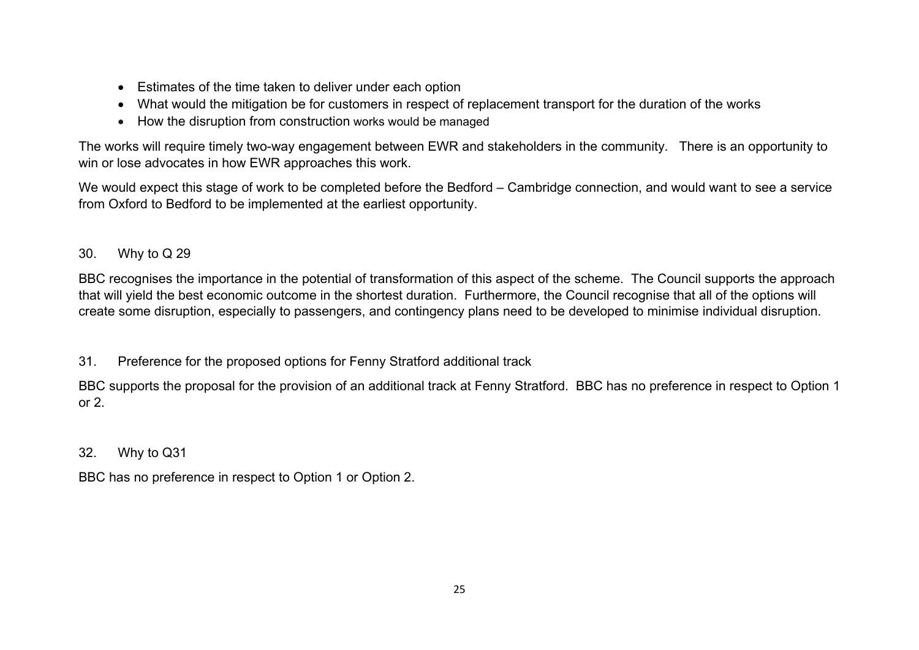- Estimates of the time taken to deliver under each option
- What would the mitigation be for customers in respect of replacement transport for the duration of the works
- How the disruption from construction works would be managed

The works will require timely two-way engagement between EWR and stakeholders in the community. There is an opportunity to win or lose advocates in how EWR approaches this work.

We would expect this stage of work to be completed before the Bedford – Cambridge connection, and would want to see a service from Oxford to Bedford to be implemented at the earliest opportunity.

30. Why to Q 29

BBC recognises the importance in the potential of transformation of this aspect of the scheme. The Council supports the approach that will yield the best economic outcome in the shortest duration. Furthermore, the Council recognise that all of the options will create some disruption, especially to passengers, and contingency plans need to be developed to minimise individual disruption.

31. Preference for the proposed options for Fenny Stratford additional track

BBC supports the proposal for the provision of an additional track at Fenny Stratford. BBC has no preference in respect to Option 1 or 2.

32. Why to Q31

BBC has no preference in respect to Option 1 or Option 2.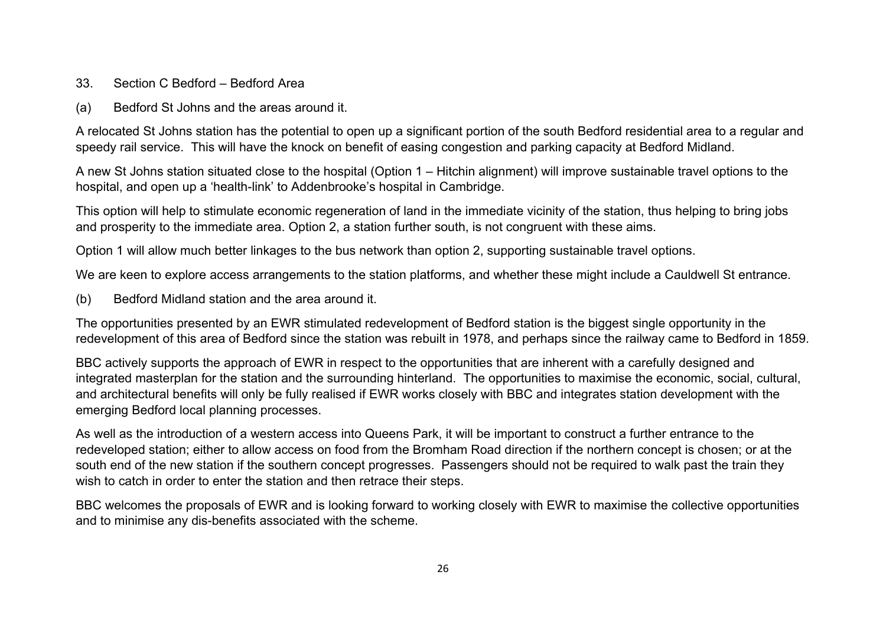33. Section C Bedford – Bedford Area

(a) Bedford St Johns and the areas around it.

A relocated St Johns station has the potential to open up a significant portion of the south Bedford residential area to a regular and speedy rail service. This will have the knock on benefit of easing congestion and parking capacity at Bedford Midland.

A new St Johns station situated close to the hospital (Option 1 – Hitchin alignment) will improve sustainable travel options to the hospital, and open up a 'health-link' to Addenbrooke's hospital in Cambridge.

This option will help to stimulate economic regeneration of land in the immediate vicinity of the station, thus helping to bring jobs and prosperity to the immediate area. Option 2, a station further south, is not congruent with these aims.

Option 1 will allow much better linkages to the bus network than option 2, supporting sustainable travel options.

We are keen to explore access arrangements to the station platforms, and whether these might include a Cauldwell St entrance.

(b) Bedford Midland station and the area around it.

The opportunities presented by an EWR stimulated redevelopment of Bedford station is the biggest single opportunity in the redevelopment of this area of Bedford since the station was rebuilt in 1978, and perhaps since the railway came to Bedford in 1859.

BBC actively supports the approach of EWR in respect to the opportunities that are inherent with a carefully designed and integrated masterplan for the station and the surrounding hinterland. The opportunities to maximise the economic, social, cultural, and architectural benefits will only be fully realised if EWR works closely with BBC and integrates station development with the emerging Bedford local planning processes.

As well as the introduction of a western access into Queens Park, it will be important to construct a further entrance to the redeveloped station; either to allow access on food from the Bromham Road direction if the northern concept is chosen; or at the south end of the new station if the southern concept progresses. Passengers should not be required to walk past the train they wish to catch in order to enter the station and then retrace their steps.

BBC welcomes the proposals of EWR and is looking forward to working closely with EWR to maximise the collective opportunities and to minimise any dis-benefits associated with the scheme.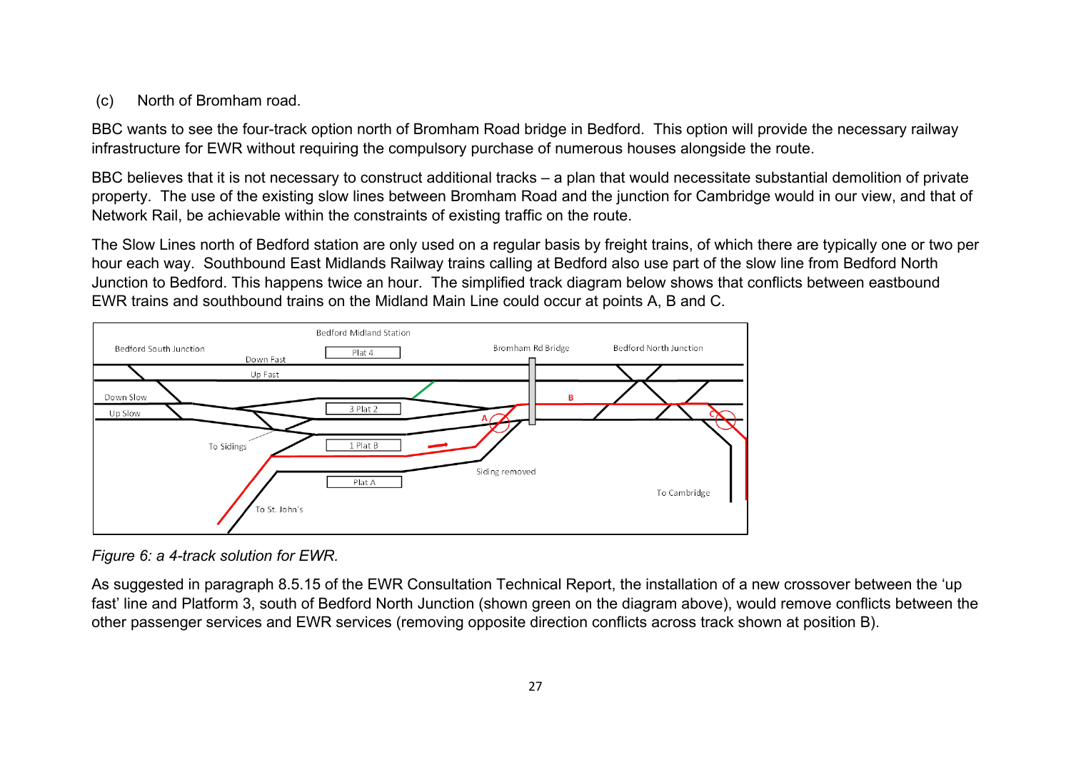(c) North of Bromham road.

BBC wants to see the four-track option north of Bromham Road bridge in Bedford. This option will provide the necessary railway infrastructure for EWR without requiring the compulsory purchase of numerous houses alongside the route.

BBC believes that it is not necessary to construct additional tracks – a plan that would necessitate substantial demolition of private property. The use of the existing slow lines between Bromham Road and the junction for Cambridge would in our view, and that of Network Rail, be achievable within the constraints of existing traffic on the route.

The Slow Lines north of Bedford station are only used on a regular basis by freight trains, of which there are typically one or two per hour each way. Southbound East Midlands Railway trains calling at Bedford also use part of the slow line from Bedford North Junction to Bedford. This happens twice an hour. The simplified track diagram below shows that conflicts between eastbound EWR trains and southbound trains on the Midland Main Line could occur at points A, B and C.

*Figure 6: a 4-track solution for EWR.*

As suggested in paragraph 8.5.15 of the EWR Consultation Technical Report, the installation of a new crossover between the 'up fast' line and Platform 3, south of Bedford North Junction (shown green on the diagram above), would remove conflicts between the other passenger services and EWR services (removing opposite direction conflicts across track shown at position B).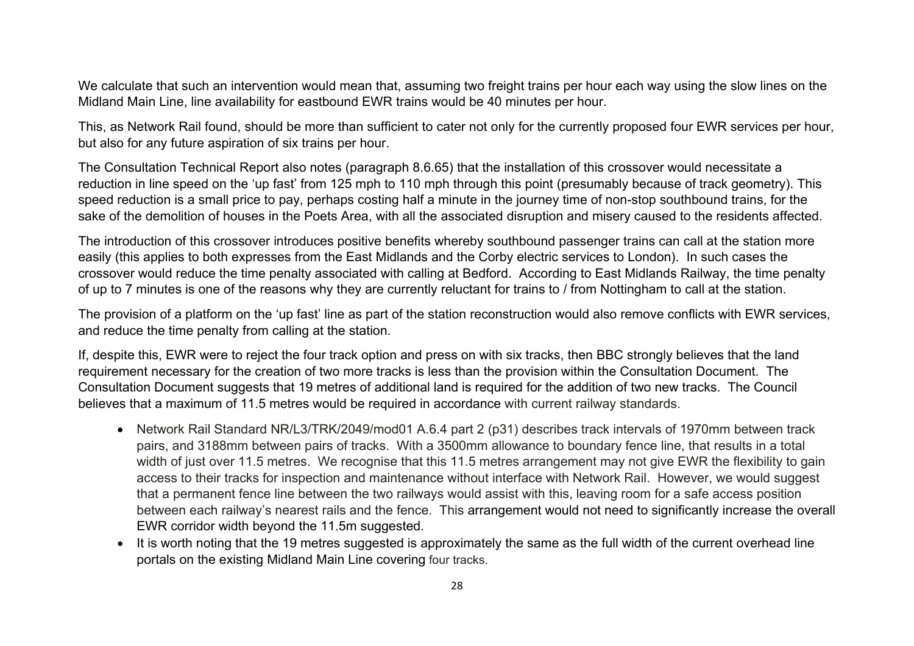We calculate that such an intervention would mean that, assuming two freight trains per hour each way using the slow lines on the Midland Main Line, line availability for eastbound EWR trains would be 40 minutes per hour.

This, as Network Rail found, should be more than sufficient to cater not only for the currently proposed four EWR services per hour, but also for any future aspiration of six trains per hour.

The Consultation Technical Report also notes (paragraph 8.6.65) that the installation of this crossover would necessitate a reduction in line speed on the 'up fast' from 125 mph to 110 mph through this point (presumably because of track geometry). This speed reduction is a small price to pay, perhaps costing half a minute in the journey time of non-stop southbound trains, for the sake of the demolition of houses in the Poets Area, with all the associated disruption and misery caused to the residents affected.

The introduction of this crossover introduces positive benefits whereby southbound passenger trains can call at the station more easily (this applies to both expresses from the East Midlands and the Corby electric services to London). In such cases the crossover would reduce the time penalty associated with calling at Bedford. According to East Midlands Railway, the time penalty of up to 7 minutes is one of the reasons why they are currently reluctant for trains to / from Nottingham to call at the station.

The provision of a platform on the 'up fast' line as part of the station reconstruction would also remove conflicts with EWR services, and reduce the time penalty from calling at the station.

If, despite this, EWR were to reject the four track option and press on with six tracks, then BBC strongly believes that the land requirement necessary for the creation of two more tracks is less than the provision within the Consultation Document. The Consultation Document suggests that 19 metres of additional land is required for the addition of two new tracks. The Council believes that a maximum of 11.5 metres would be required in accordance with current railway standards.

- Network Rail Standard NR/L3/TRK/2049/mod01 A.6.4 part 2 (p31) describes track intervals of 1970mm between track pairs, and 3188mm between pairs of tracks. With a 3500mm allowance to boundary fence line, that results in a total width of just over 11.5 metres. We recognise that this 11.5 metres arrangement may not give EWR the flexibility to gain access to their tracks for inspection and maintenance without interface with Network Rail. However, we would suggest that a permanent fence line between the two railways would assist with this, leaving room for a safe access position between each railway's nearest rails and the fence. This arrangement would not need to significantly increase the overall EWR corridor width beyond the 11.5m suggested.
- It is worth noting that the 19 metres suggested is approximately the same as the full width of the current overhead line portals on the existing Midland Main Line covering four tracks.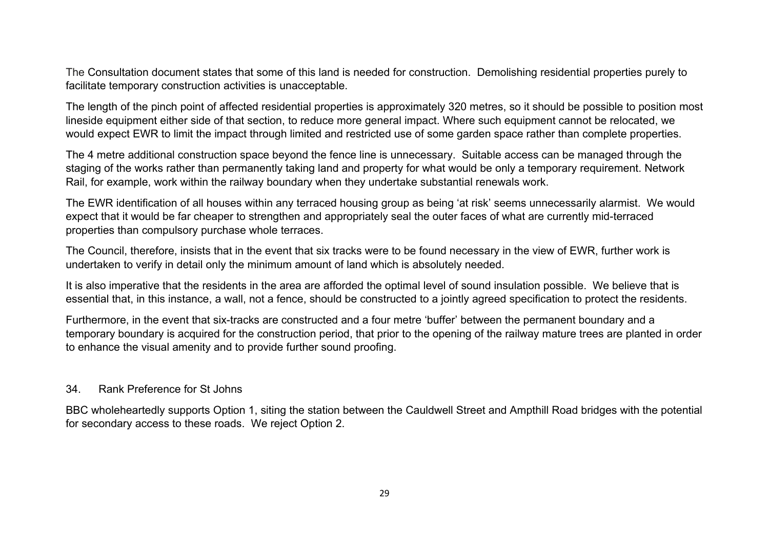The Consultation document states that some of this land is needed for construction. Demolishing residential properties purely to facilitate temporary construction activities is unacceptable.

The length of the pinch point of affected residential properties is approximately 320 metres, so it should be possible to position most lineside equipment either side of that section, to reduce more general impact. Where such equipment cannot be relocated, we would expect EWR to limit the impact through limited and restricted use of some garden space rather than complete properties.

The 4 metre additional construction space beyond the fence line is unnecessary. Suitable access can be managed through the staging of the works rather than permanently taking land and property for what would be only a temporary requirement. Network Rail, for example, work within the railway boundary when they undertake substantial renewals work.

The EWR identification of all houses within any terraced housing group as being 'at risk' seems unnecessarily alarmist. We would expect that it would be far cheaper to strengthen and appropriately seal the outer faces of what are currently mid-terraced properties than compulsory purchase whole terraces.

The Council, therefore, insists that in the event that six tracks were to be found necessary in the view of EWR, further work is undertaken to verify in detail only the minimum amount of land which is absolutely needed.

It is also imperative that the residents in the area are afforded the optimal level of sound insulation possible. We believe that is essential that, in this instance, a wall, not a fence, should be constructed to a jointly agreed specification to protect the residents.

Furthermore, in the event that six-tracks are constructed and a four metre 'buffer' between the permanent boundary and a temporary boundary is acquired for the construction period, that prior to the opening of the railway mature trees are planted in order to enhance the visual amenity and to provide further sound proofing.

34. Rank Preference for St Johns

BBC wholeheartedly supports Option 1, siting the station between the Cauldwell Street and Ampthill Road bridges with the potential for secondary access to these roads. We reject Option 2.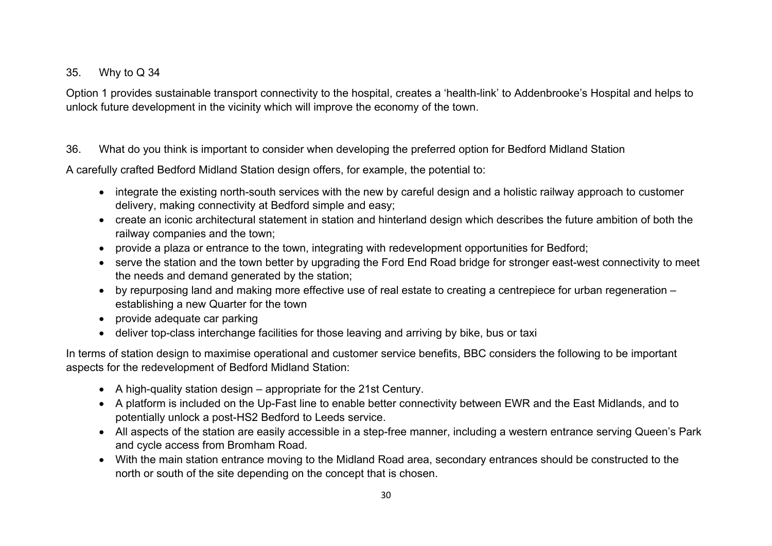35. Why to Q 34

Option 1 provides sustainable transport connectivity to the hospital, creates a 'health-link' to Addenbrooke's Hospital and helps to unlock future development in the vicinity which will improve the economy of the town.

36. What do you think is important to consider when developing the preferred option for Bedford Midland Station

A carefully crafted Bedford Midland Station design offers, for example, the potential to:

- integrate the existing north-south services with the new by careful design and a holistic railway approach to customer delivery, making connectivity at Bedford simple and easy;
- create an iconic architectural statement in station and hinterland design which describes the future ambition of both the railway companies and the town;
- provide a plaza or entrance to the town, integrating with redevelopment opportunities for Bedford;
- serve the station and the town better by upgrading the Ford End Road bridge for stronger east-west connectivity to meet the needs and demand generated by the station;
- by repurposing land and making more effective use of real estate to creating a centrepiece for urban regeneration – establishing a new Quarter for the town
- provide adequate car parking
- deliver top-class interchange facilities for those leaving and arriving by bike, bus or taxi

In terms of station design to maximise operational and customer service benefits, BBC considers the following to be important aspects for the redevelopment of Bedford Midland Station:

- A high-quality station design – appropriate for the 21st Century.
- A platform is included on the Up-Fast line to enable better connectivity between EWR and the East Midlands, and to potentially unlock a post-HS2 Bedford to Leeds service.
- All aspects of the station are easily accessible in a step-free manner, including a western entrance serving Queen's Park and cycle access from Bromham Road.
- With the main station entrance moving to the Midland Road area, secondary entrances should be constructed to the north or south of the site depending on the concept that is chosen.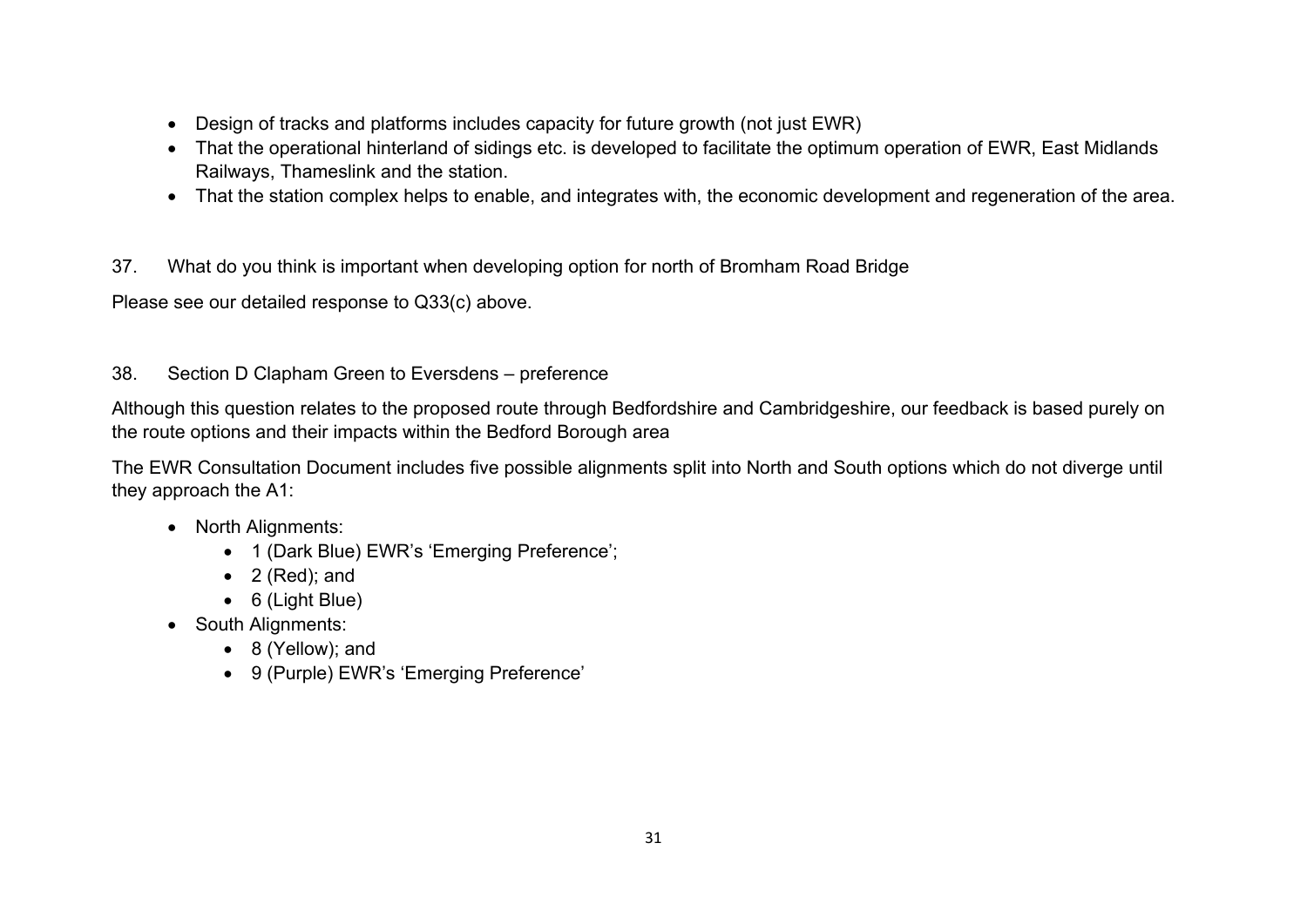- Design of tracks and platforms includes capacity for future growth (not just EWR)
- That the operational hinterland of sidings etc. is developed to facilitate the optimum operation of EWR, East Midlands Railways, Thameslink and the station.
- That the station complex helps to enable, and integrates with, the economic development and regeneration of the area.

37. What do you think is important when developing option for north of Bromham Road Bridge

Please see our detailed response to Q33(c) above.

38. Section D Clapham Green to Eversdens – preference

Although this question relates to the proposed route through Bedfordshire and Cambridgeshire, our feedback is based purely on the route options and their impacts within the Bedford Borough area

The EWR Consultation Document includes five possible alignments split into North and South options which do not diverge until they approach the A1:

- North Alignments:
  - 1 (Dark Blue) EWR's 'Emerging Preference';
  - 2 (Red); and
  - 6 (Light Blue)
- South Alignments:
  - 8 (Yellow); and
  - 9 (Purple) EWR's 'Emerging Preference'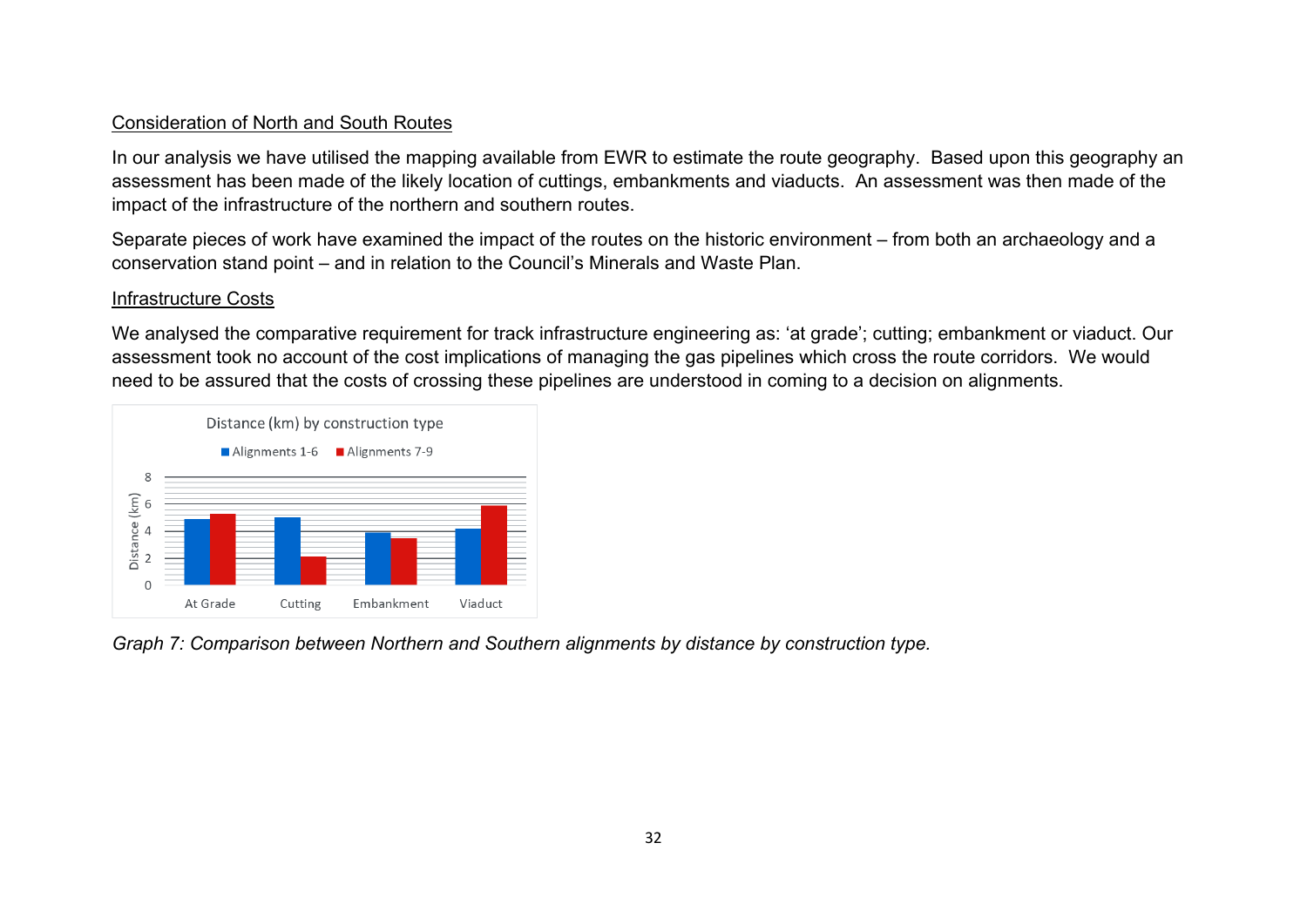Consideration of North and South Routes

In our analysis we have utilised the mapping available from EWR to estimate the route geography. Based upon this geography an assessment has been made of the likely location of cuttings, embankments and viaducts. An assessment was then made of the impact of the infrastructure of the northern and southern routes.

Separate pieces of work have examined the impact of the routes on the historic environment – from both an archaeology and a conservation stand point – and in relation to the Council's Minerals and Waste Plan.

Infrastructure Costs

We analysed the comparative requirement for track infrastructure engineering as: 'at grade'; cutting; embankment or viaduct. Our assessment took no account of the cost implications of managing the gas pipelines which cross the route corridors. We would need to be assured that the costs of crossing these pipelines are understood in coming to a decision on alignments.

*Graph 7: Comparison between Northern and Southern alignments by distance by construction type.*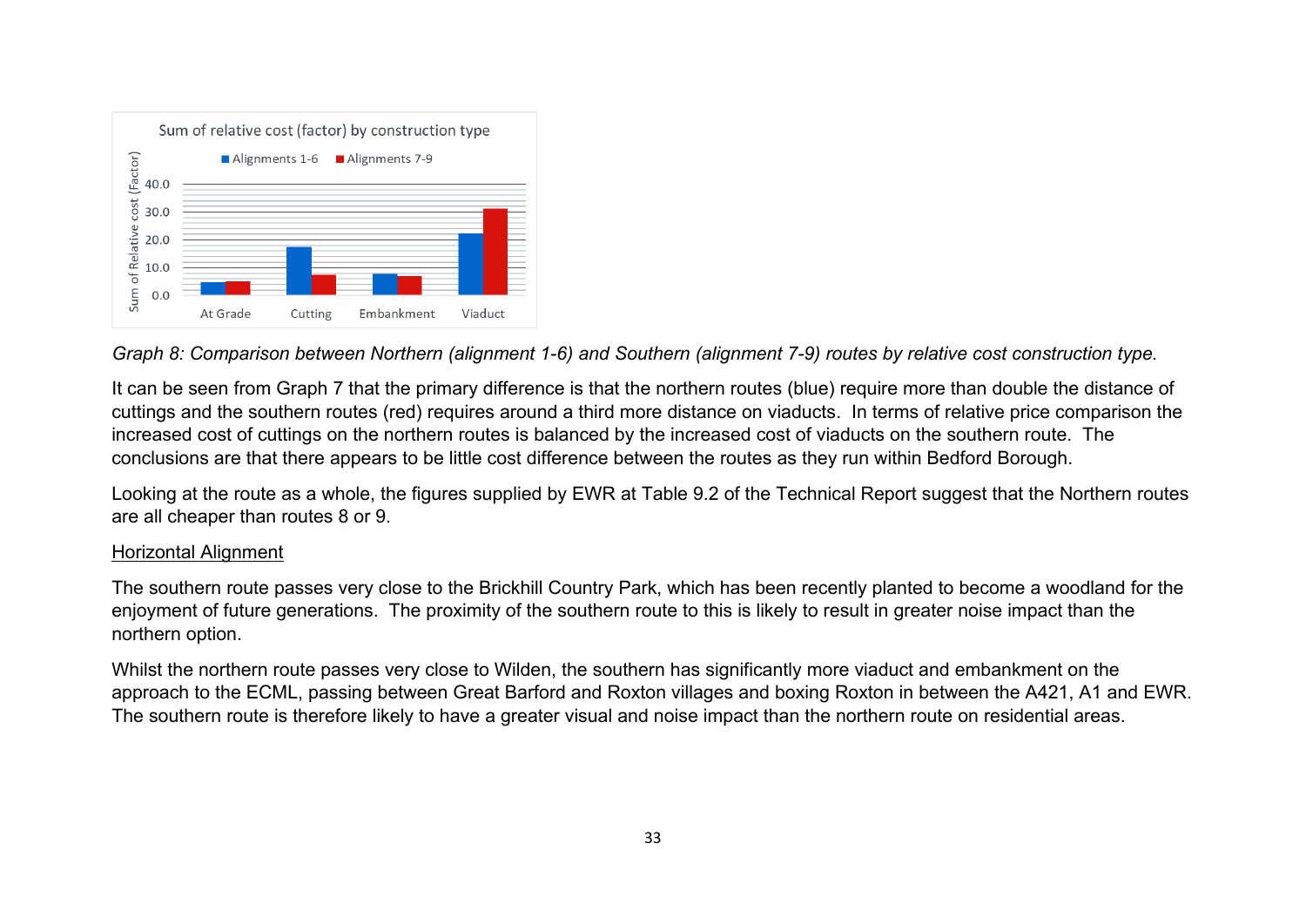*Graph 8: Comparison between Northern (alignment 1-6) and Southern (alignment 7-9) routes by relative cost construction type.*

It can be seen from Graph 7 that the primary difference is that the northern routes (blue) require more than double the distance of cuttings and the southern routes (red) requires around a third more distance on viaducts. In terms of relative price comparison the increased cost of cuttings on the northern routes is balanced by the increased cost of viaducts on the southern route. The conclusions are that there appears to be little cost difference between the routes as they run within Bedford Borough.

Looking at the route as a whole, the figures supplied by EWR at Table 9.2 of the Technical Report suggest that the Northern routes are all cheaper than routes 8 or 9.

<u>Horizontal Alignment</u>

The southern route passes very close to the Brickhill Country Park, which has been recently planted to become a woodland for the enjoyment of future generations. The proximity of the southern route to this is likely to result in greater noise impact than the northern option.

Whilst the northern route passes very close to Wilden, the southern has significantly more viaduct and embankment on the approach to the ECML, passing between Great Barford and Roxton villages and boxing Roxton in between the A421, A1 and EWR. The southern route is therefore likely to have a greater visual and noise impact than the northern route on residential areas.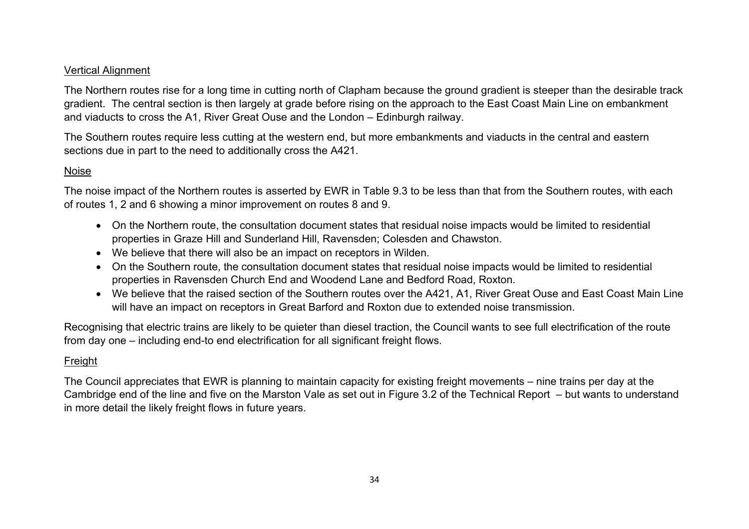<u>Vertical Alignment</u>

The Northern routes rise for a long time in cutting north of Clapham because the ground gradient is steeper than the desirable track gradient. The central section is then largely at grade before rising on the approach to the East Coast Main Line on embankment and viaducts to cross the A1, River Great Ouse and the London – Edinburgh railway.

The Southern routes require less cutting at the western end, but more embankments and viaducts in the central and eastern sections due in part to the need to additionally cross the A421.

<u>Noise</u>

The noise impact of the Northern routes is asserted by EWR in Table 9.3 to be less than that from the Southern routes, with each of routes 1, 2 and 6 showing a minor improvement on routes 8 and 9.

- On the Northern route, the consultation document states that residual noise impacts would be limited to residential properties in Graze Hill and Sunderland Hill, Ravensden; Colesden and Chawston.
- We believe that there will also be an impact on receptors in Wilden.
- On the Southern route, the consultation document states that residual noise impacts would be limited to residential properties in Ravensden Church End and Woodend Lane and Bedford Road, Roxton.
- We believe that the raised section of the Southern routes over the A421, A1, River Great Ouse and East Coast Main Line will have an impact on receptors in Great Barford and Roxton due to extended noise transmission.

Recognising that electric trains are likely to be quieter than diesel traction, the Council wants to see full electrification of the route from day one – including end-to end electrification for all significant freight flows.

<u>Freight</u>

The Council appreciates that EWR is planning to maintain capacity for existing freight movements – nine trains per day at the Cambridge end of the line and five on the Marston Vale as set out in Figure 3.2 of the Technical Report – but wants to understand in more detail the likely freight flows in future years.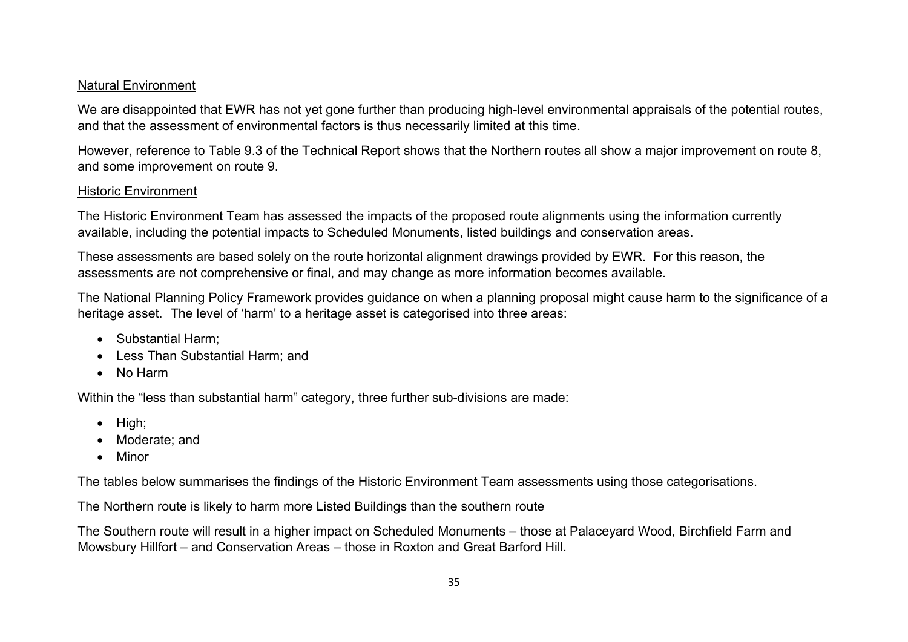<u>Natural Environment</u>

We are disappointed that EWR has not yet gone further than producing high-level environmental appraisals of the potential routes, and that the assessment of environmental factors is thus necessarily limited at this time.

However, reference to Table 9.3 of the Technical Report shows that the Northern routes all show a major improvement on route 8, and some improvement on route 9.

<u>Historic Environment</u>

The Historic Environment Team has assessed the impacts of the proposed route alignments using the information currently available, including the potential impacts to Scheduled Monuments, listed buildings and conservation areas.

These assessments are based solely on the route horizontal alignment drawings provided by EWR. For this reason, the assessments are not comprehensive or final, and may change as more information becomes available.

The National Planning Policy Framework provides guidance on when a planning proposal might cause harm to the significance of a heritage asset. The level of 'harm' to a heritage asset is categorised into three areas:

- Substantial Harm;
- Less Than Substantial Harm; and
- No Harm

Within the "less than substantial harm" category, three further sub-divisions are made:

- High;
- Moderate; and
- Minor

The tables below summarises the findings of the Historic Environment Team assessments using those categorisations.

The Northern route is likely to harm more Listed Buildings than the southern route

The Southern route will result in a higher impact on Scheduled Monuments – those at Palaceyard Wood, Birchfield Farm and Mowsbury Hillfort – and Conservation Areas – those in Roxton and Great Barford Hill.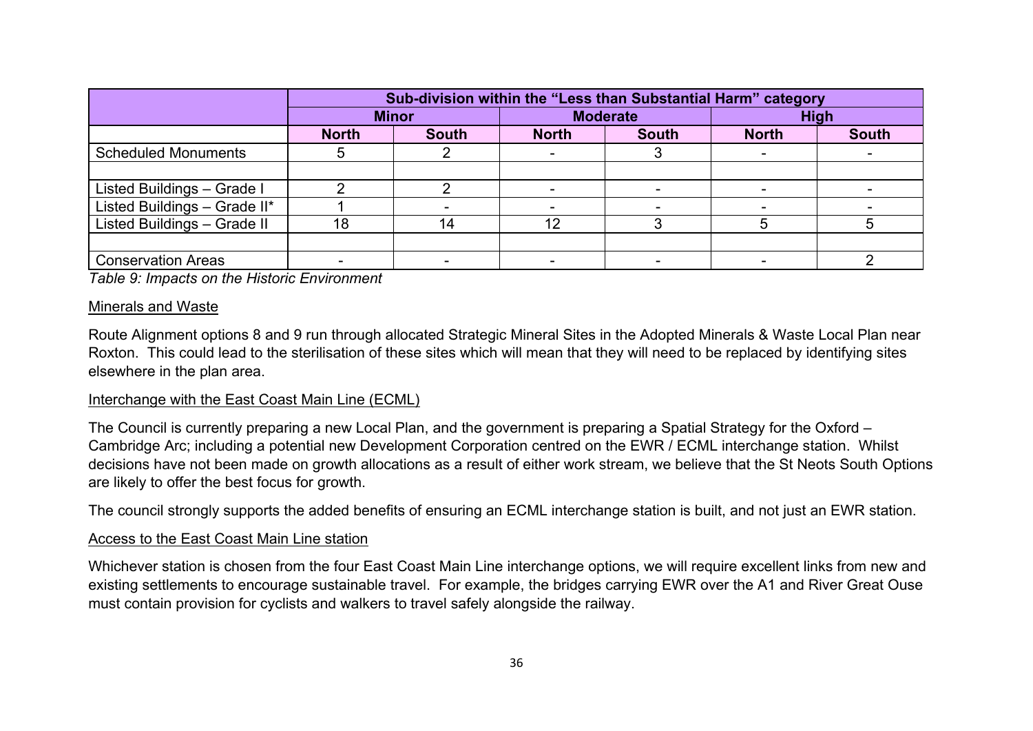| | Sub-division within the "Less than Substantial Harm" category | | | | | |
|---|---|---|---|---|---|---|
| | Minor | | Moderate | | High | |
| | North | South | North | South | North | South |
| Scheduled Monuments | 5 | 2 | - | 3 | - | - |
| | | | | | | |
| Listed Buildings – Grade I | 2 | 2 | - | - | - | - |
| Listed Buildings – Grade II* | 1 | - | - | - | - | - |
| Listed Buildings – Grade II | 18 | 14 | 12 | 3 | 5 | 5 |
| | | | | | | |
| Conservation Areas | - | - | - | - | - | 2 |

*Table 9: Impacts on the Historic Environment*

<u>Minerals and Waste</u>

Route Alignment options 8 and 9 run through allocated Strategic Mineral Sites in the Adopted Minerals & Waste Local Plan near Roxton. This could lead to the sterilisation of these sites which will mean that they will need to be replaced by identifying sites elsewhere in the plan area.

<u>Interchange with the East Coast Main Line (ECML)</u>

The Council is currently preparing a new Local Plan, and the government is preparing a Spatial Strategy for the Oxford – Cambridge Arc; including a potential new Development Corporation centred on the EWR / ECML interchange station. Whilst decisions have not been made on growth allocations as a result of either work stream, we believe that the St Neots South Options are likely to offer the best focus for growth.

The council strongly supports the added benefits of ensuring an ECML interchange station is built, and not just an EWR station.

<u>Access to the East Coast Main Line station</u>

Whichever station is chosen from the four East Coast Main Line interchange options, we will require excellent links from new and existing settlements to encourage sustainable travel. For example, the bridges carrying EWR over the A1 and River Great Ouse must contain provision for cyclists and walkers to travel safely alongside the railway.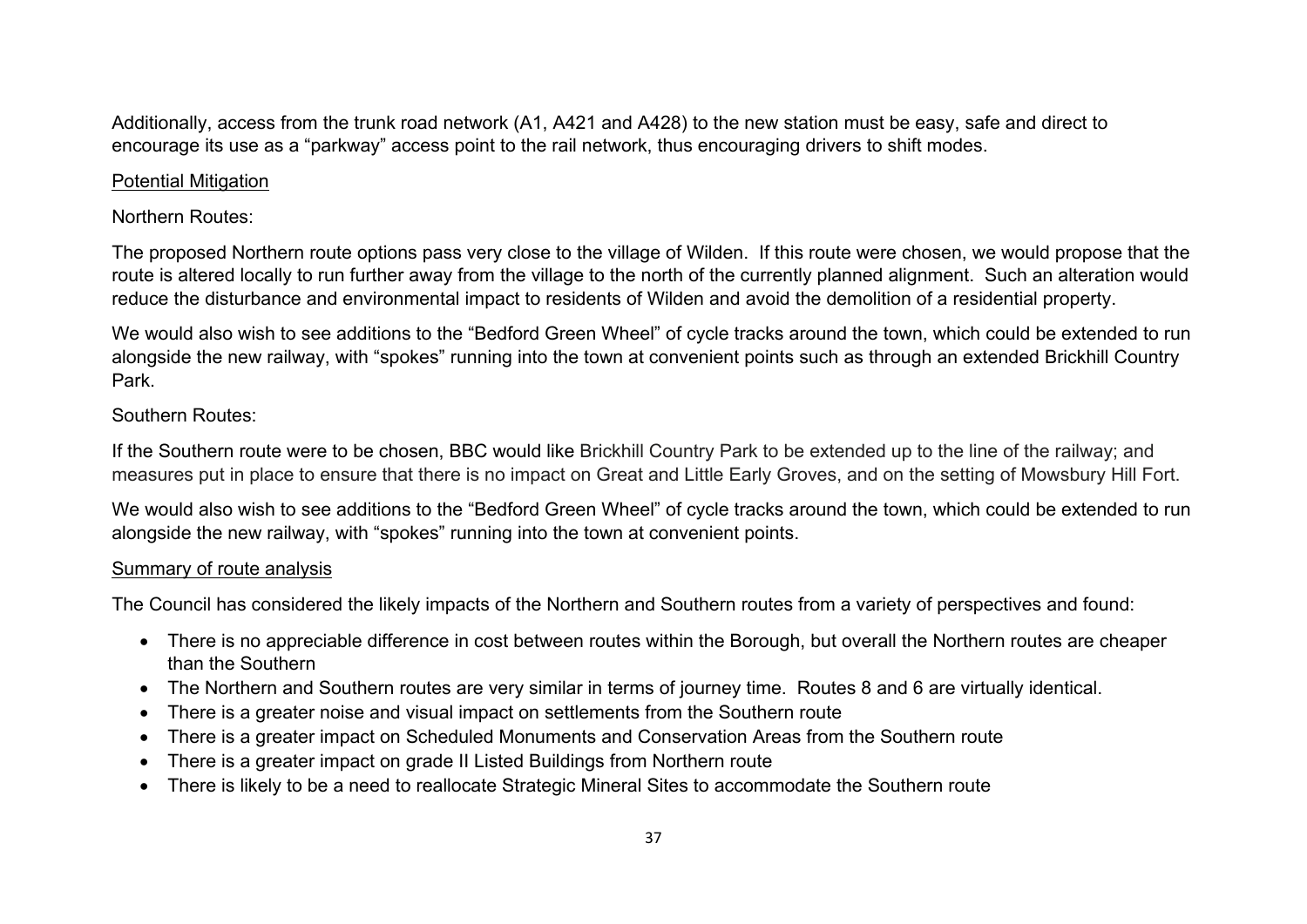Additionally, access from the trunk road network (A1, A421 and A428) to the new station must be easy, safe and direct to encourage its use as a "parkway" access point to the rail network, thus encouraging drivers to shift modes.

<u>Potential Mitigation</u>

Northern Routes:

The proposed Northern route options pass very close to the village of Wilden. If this route were chosen, we would propose that the route is altered locally to run further away from the village to the north of the currently planned alignment. Such an alteration would reduce the disturbance and environmental impact to residents of Wilden and avoid the demolition of a residential property.

We would also wish to see additions to the "Bedford Green Wheel" of cycle tracks around the town, which could be extended to run alongside the new railway, with "spokes" running into the town at convenient points such as through an extended Brickhill Country Park.

Southern Routes:

If the Southern route were to be chosen, BBC would like Brickhill Country Park to be extended up to the line of the railway; and measures put in place to ensure that there is no impact on Great and Little Early Groves, and on the setting of Mowsbury Hill Fort.

We would also wish to see additions to the "Bedford Green Wheel" of cycle tracks around the town, which could be extended to run alongside the new railway, with "spokes" running into the town at convenient points.

<u>Summary of route analysis</u>

The Council has considered the likely impacts of the Northern and Southern routes from a variety of perspectives and found:

- There is no appreciable difference in cost between routes within the Borough, but overall the Northern routes are cheaper than the Southern
- The Northern and Southern routes are very similar in terms of journey time. Routes 8 and 6 are virtually identical.
- There is a greater noise and visual impact on settlements from the Southern route
- There is a greater impact on Scheduled Monuments and Conservation Areas from the Southern route
- There is a greater impact on grade II Listed Buildings from Northern route
- There is likely to be a need to reallocate Strategic Mineral Sites to accommodate the Southern route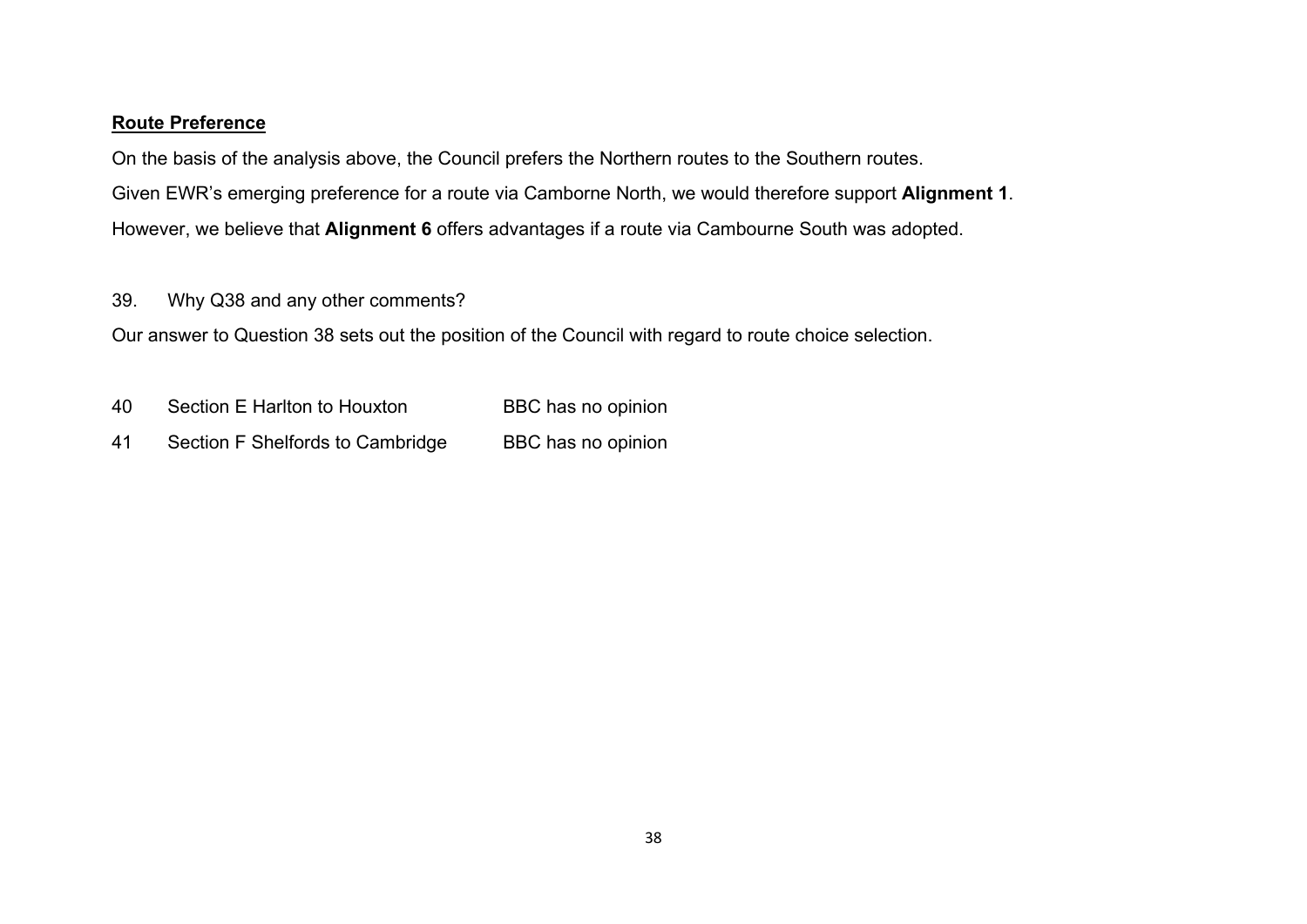**Route Preference**

On the basis of the analysis above, the Council prefers the Northern routes to the Southern routes.

Given EWR's emerging preference for a route via Camborne North, we would therefore support **Alignment 1**.

However, we believe that **Alignment 6** offers advantages if a route via Cambourne South was adopted.

39. Why Q38 and any other comments?

Our answer to Question 38 sets out the position of the Council with regard to route choice selection.

| | | |
|---|---|---|
| 40 | Section E Harlton to Houxton | BBC has no opinion |
| 41 | Section F Shelfords to Cambridge | BBC has no opinion |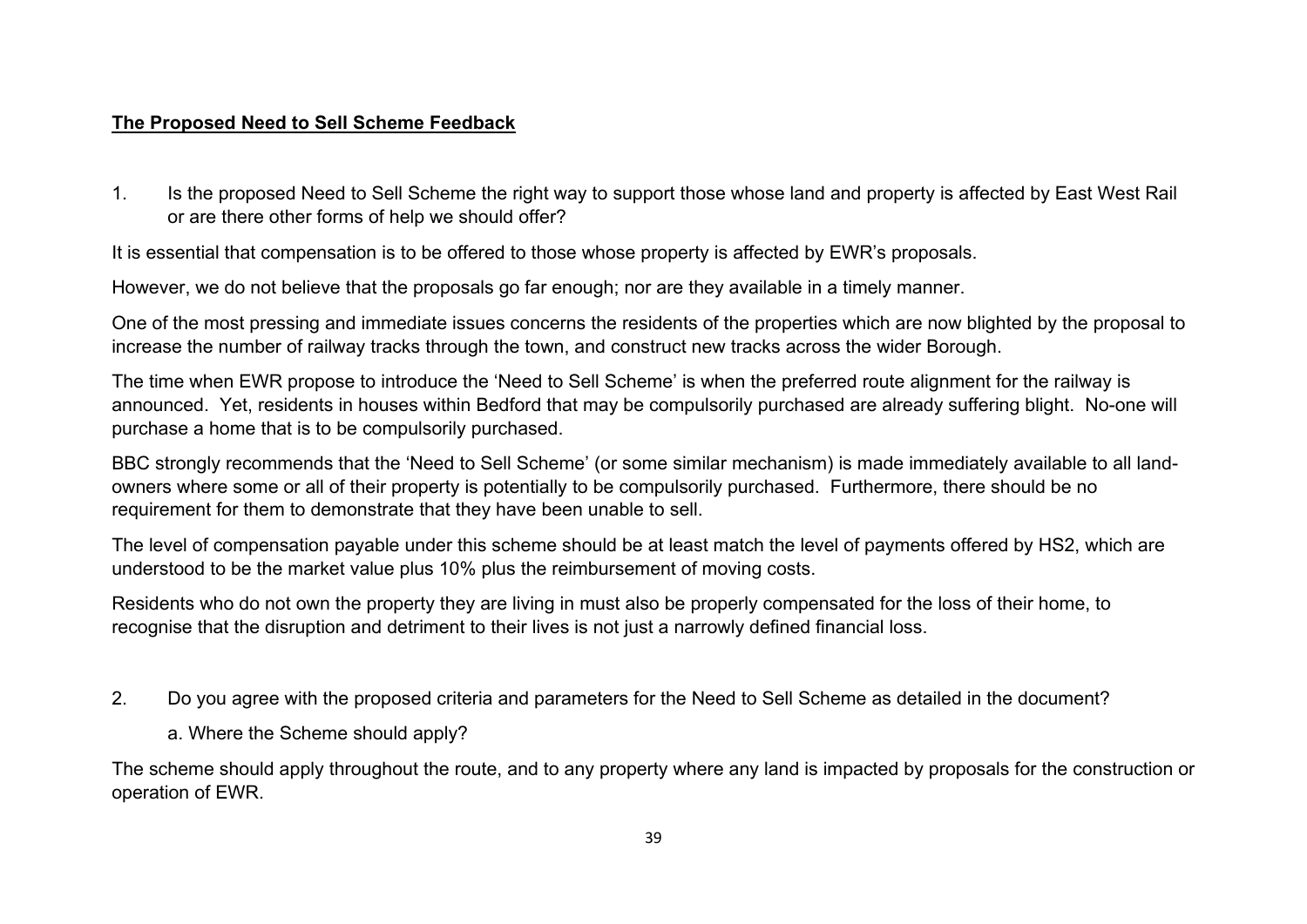**The Proposed Need to Sell Scheme Feedback**

1. Is the proposed Need to Sell Scheme the right way to support those whose land and property is affected by East West Rail or are there other forms of help we should offer?

It is essential that compensation is to be offered to those whose property is affected by EWR's proposals.

However, we do not believe that the proposals go far enough; nor are they available in a timely manner.

One of the most pressing and immediate issues concerns the residents of the properties which are now blighted by the proposal to increase the number of railway tracks through the town, and construct new tracks across the wider Borough.

The time when EWR propose to introduce the 'Need to Sell Scheme' is when the preferred route alignment for the railway is announced. Yet, residents in houses within Bedford that may be compulsorily purchased are already suffering blight. No-one will purchase a home that is to be compulsorily purchased.

BBC strongly recommends that the 'Need to Sell Scheme' (or some similar mechanism) is made immediately available to all land-owners where some or all of their property is potentially to be compulsorily purchased. Furthermore, there should be no requirement for them to demonstrate that they have been unable to sell.

The level of compensation payable under this scheme should be at least match the level of payments offered by HS2, which are understood to be the market value plus 10% plus the reimbursement of moving costs.

Residents who do not own the property they are living in must also be properly compensated for the loss of their home, to recognise that the disruption and detriment to their lives is not just a narrowly defined financial loss.

2. Do you agree with the proposed criteria and parameters for the Need to Sell Scheme as detailed in the document?

   a. Where the Scheme should apply?

The scheme should apply throughout the route, and to any property where any land is impacted by proposals for the construction or operation of EWR.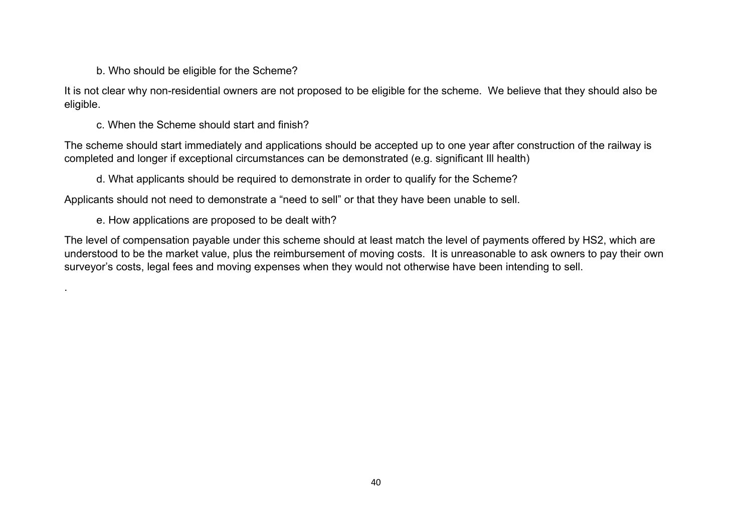b. Who should be eligible for the Scheme?

It is not clear why non-residential owners are not proposed to be eligible for the scheme. We believe that they should also be eligible.

c. When the Scheme should start and finish?

The scheme should start immediately and applications should be accepted up to one year after construction of the railway is completed and longer if exceptional circumstances can be demonstrated (e.g. significant Ill health)

d. What applicants should be required to demonstrate in order to qualify for the Scheme?

Applicants should not need to demonstrate a "need to sell" or that they have been unable to sell.

e. How applications are proposed to be dealt with?

The level of compensation payable under this scheme should at least match the level of payments offered by HS2, which are understood to be the market value, plus the reimbursement of moving costs. It is unreasonable to ask owners to pay their own surveyor's costs, legal fees and moving expenses when they would not otherwise have been intending to sell.

.